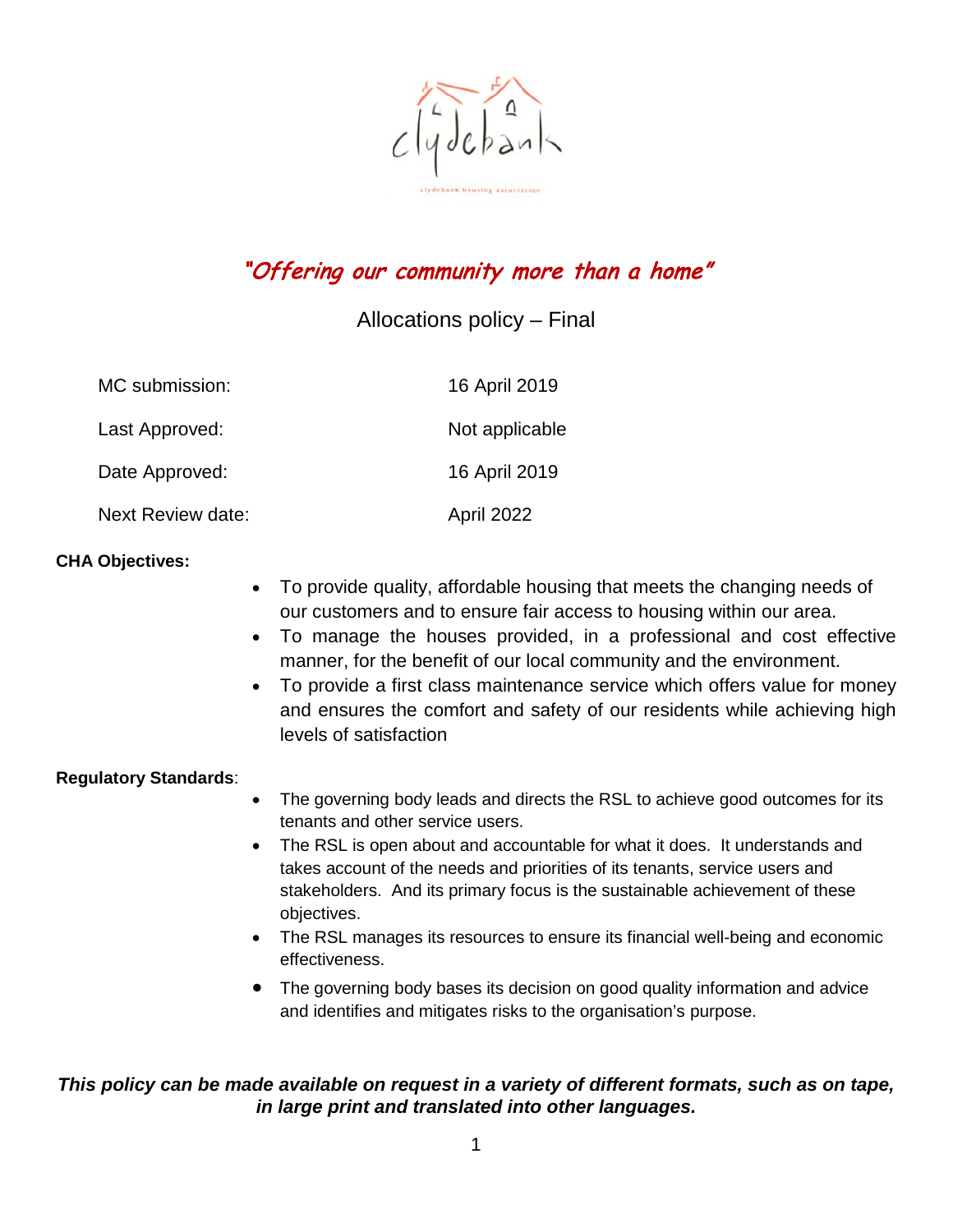*"Offering our community more than a home"*

# Allocations policy – Final

| | |
|---|---|
| MC submission: | 16 April 2019 |
| Last Approved: | Not applicable |
| Date Approved: | 16 April 2019 |
| Next Review date: | April 2022 |

**CHA Objectives:**

- To provide quality, affordable housing that meets the changing needs of our customers and to ensure fair access to housing within our area.
- To manage the houses provided, in a professional and cost effective manner, for the benefit of our local community and the environment.
- To provide a first class maintenance service which offers value for money and ensures the comfort and safety of our residents while achieving high levels of satisfaction

**Regulatory Standards**:

- The governing body leads and directs the RSL to achieve good outcomes for its tenants and other service users.
- The RSL is open about and accountable for what it does. It understands and takes account of the needs and priorities of its tenants, service users and stakeholders. And its primary focus is the sustainable achievement of these objectives.
- The RSL manages its resources to ensure its financial well-being and economic effectiveness.
- The governing body bases its decision on good quality information and advice and identifies and mitigates risks to the organisation's purpose.

***This policy can be made available on request in a variety of different formats, such as on tape, in large print and translated into other languages.***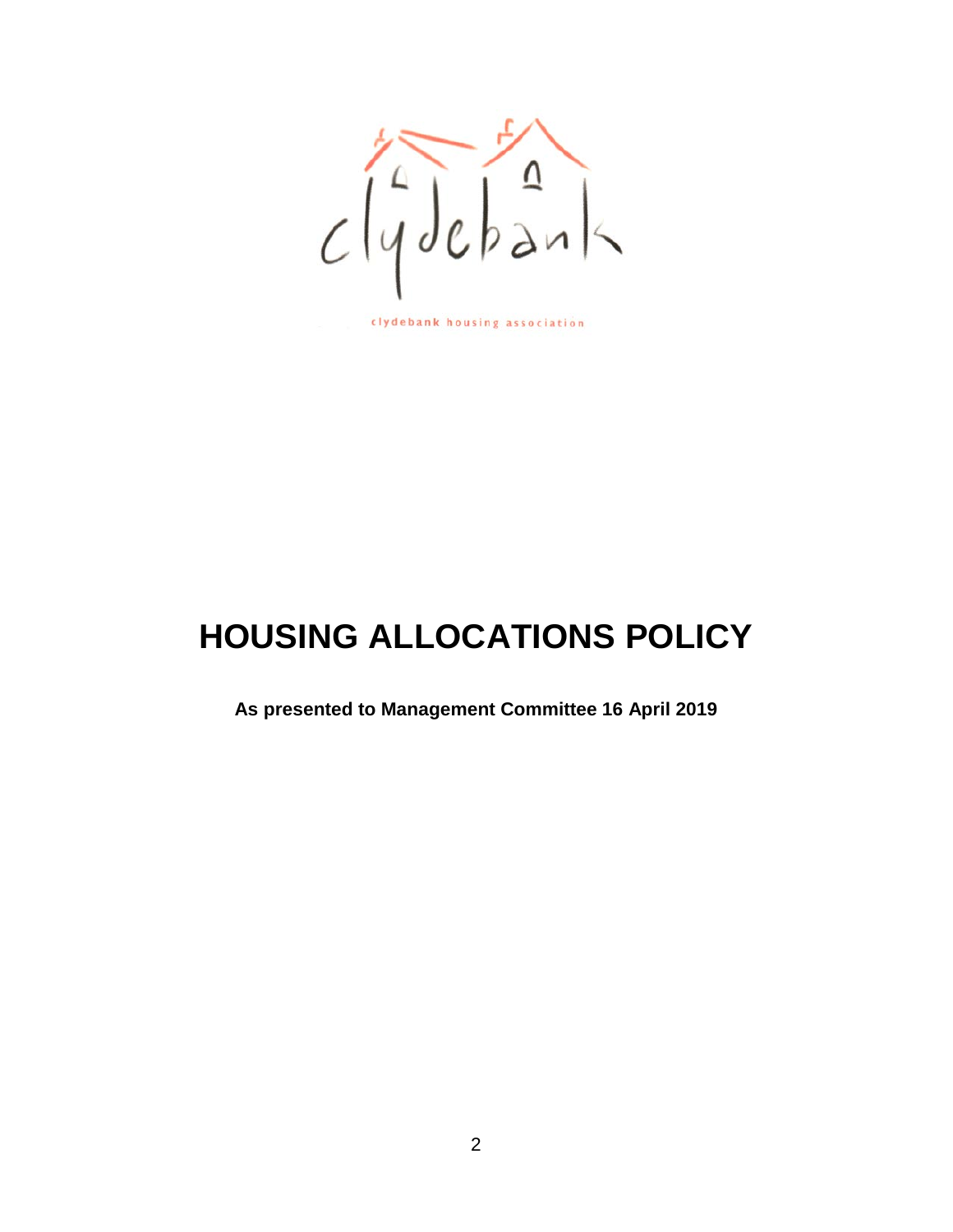clydebank housing association

# HOUSING ALLOCATIONS POLICY

**As presented to Management Committee 16 April 2019**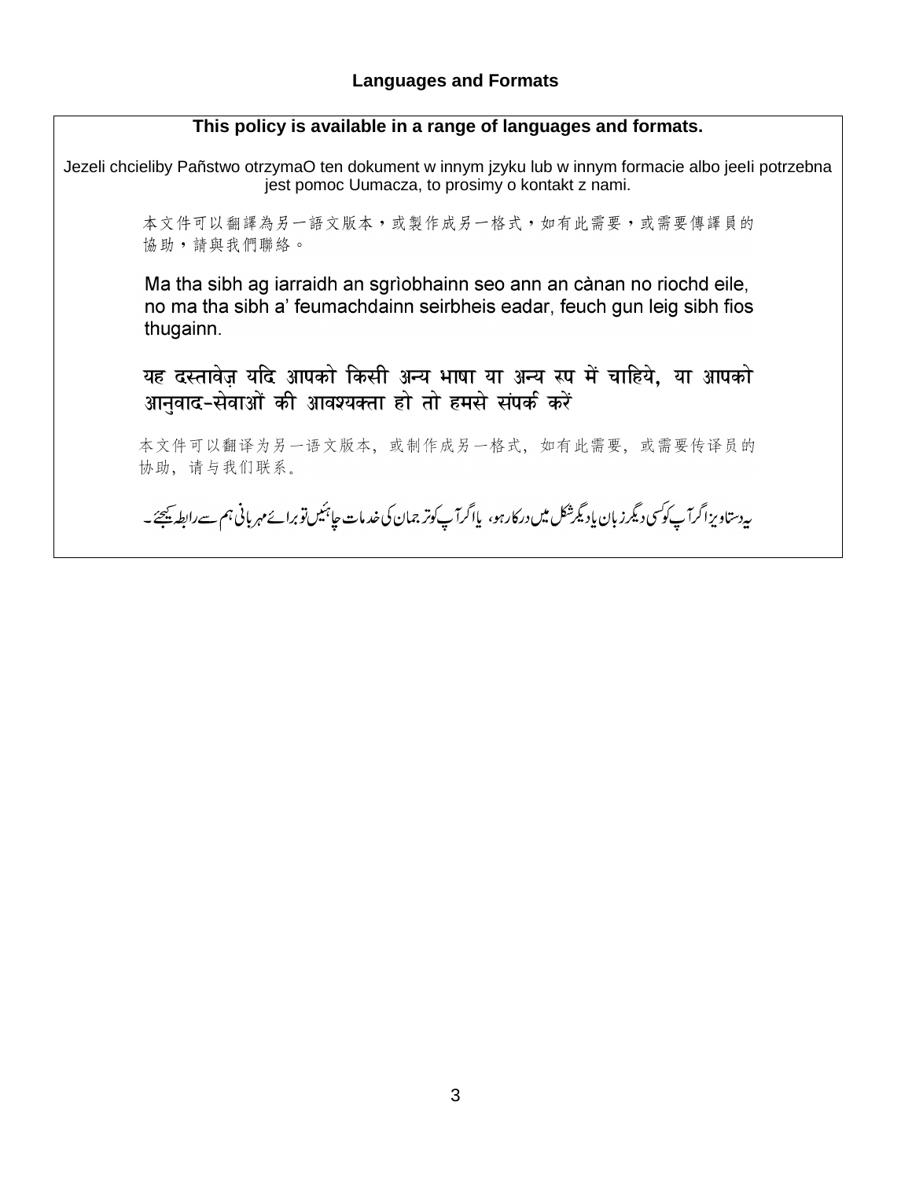## Languages and Formats

**This policy is available in a range of languages and formats.**

Jezeli chcieliby Pañstwo otrzymaO ten dokument w innym jzyku lub w innym formacie albo jeeli potrzebna jest pomoc Uumacza, to prosimy o kontakt z nami.

本文件可以翻譯為另一語文版本，或製作成另一格式，如有此需要，或需要傳譯員的協助，請與我們聯絡。

Ma tha sibh ag iarraidh an sgrìobhainn seo ann an cànan no riochd eile, no ma tha sibh a' feumachdainn seirbheis eadar, feuch gun leig sibh fios thugainn.

यह दस्तावेज़ यदि आपको किसी अन्य भाषा या अन्य रूप में चाहिये, या आपको आनुवाद-सेवाओं की आवश्यक्ता हो तो हमसे संपर्क करें

本文件可以翻译为另一语文版本，或制作成另一格式，如有此需要，或需要传译员的协助，请与我们联系。

یہ دستاویز اگر آپ کو کسی دیگر زبان یا دیگر شکل میں درکار ہو، یا اگر آپ کو ترجمان کی خدمات چاہئیں تو برائے مہربانی ہم سے رابطہ کیجئے۔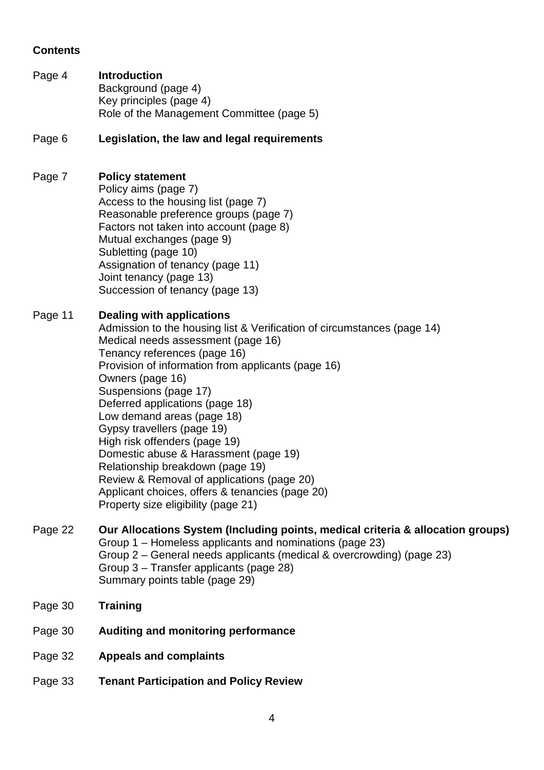**Contents**

Page 4 **Introduction**
Background (page 4)
Key principles (page 4)
Role of the Management Committee (page 5)

Page 6 **Legislation, the law and legal requirements**

Page 7 **Policy statement**
Policy aims (page 7)
Access to the housing list (page 7)
Reasonable preference groups (page 7)
Factors not taken into account (page 8)
Mutual exchanges (page 9)
Subletting (page 10)
Assignation of tenancy (page 11)
Joint tenancy (page 13)
Succession of tenancy (page 13)

Page 11 **Dealing with applications**
Admission to the housing list & Verification of circumstances (page 14)
Medical needs assessment (page 16)
Tenancy references (page 16)
Provision of information from applicants (page 16)
Owners (page 16)
Suspensions (page 17)
Deferred applications (page 18)
Low demand areas (page 18)
Gypsy travellers (page 19)
High risk offenders (page 19)
Domestic abuse & Harassment (page 19)
Relationship breakdown (page 19)
Review & Removal of applications (page 20)
Applicant choices, offers & tenancies (page 20)
Property size eligibility (page 21)

Page 22 **Our Allocations System (Including points, medical criteria & allocation groups)**
Group 1 – Homeless applicants and nominations (page 23)
Group 2 – General needs applicants (medical & overcrowding) (page 23)
Group 3 – Transfer applicants (page 28)
Summary points table (page 29)

Page 30 **Training**

Page 30 **Auditing and monitoring performance**

Page 32 **Appeals and complaints**

Page 33 **Tenant Participation and Policy Review**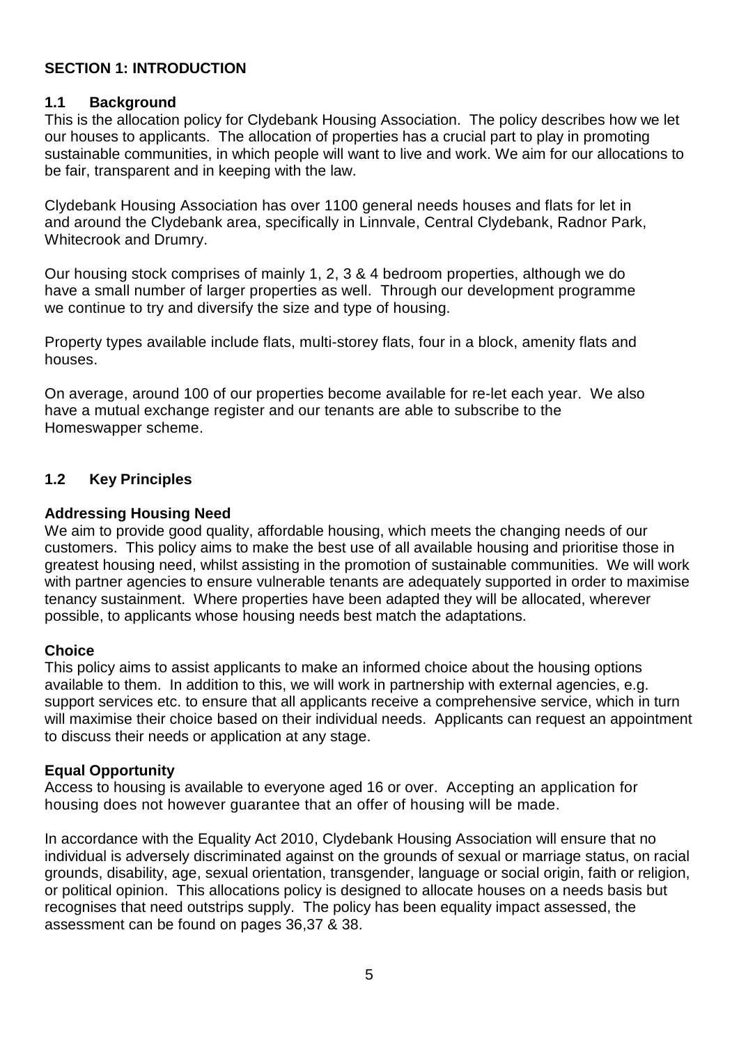## SECTION 1: INTRODUCTION

### 1.1 Background

This is the allocation policy for Clydebank Housing Association. The policy describes how we let our houses to applicants. The allocation of properties has a crucial part to play in promoting sustainable communities, in which people will want to live and work. We aim for our allocations to be fair, transparent and in keeping with the law.

Clydebank Housing Association has over 1100 general needs houses and flats for let in and around the Clydebank area, specifically in Linnvale, Central Clydebank, Radnor Park, Whitecrook and Drumry.

Our housing stock comprises of mainly 1, 2, 3 & 4 bedroom properties, although we do have a small number of larger properties as well. Through our development programme we continue to try and diversify the size and type of housing.

Property types available include flats, multi-storey flats, four in a block, amenity flats and houses.

On average, around 100 of our properties become available for re-let each year. We also have a mutual exchange register and our tenants are able to subscribe to the Homeswapper scheme.

### 1.2 Key Principles

**Addressing Housing Need**

We aim to provide good quality, affordable housing, which meets the changing needs of our customers. This policy aims to make the best use of all available housing and prioritise those in greatest housing need, whilst assisting in the promotion of sustainable communities. We will work with partner agencies to ensure vulnerable tenants are adequately supported in order to maximise tenancy sustainment. Where properties have been adapted they will be allocated, wherever possible, to applicants whose housing needs best match the adaptations.

**Choice**

This policy aims to assist applicants to make an informed choice about the housing options available to them. In addition to this, we will work in partnership with external agencies, e.g. support services etc. to ensure that all applicants receive a comprehensive service, which in turn will maximise their choice based on their individual needs. Applicants can request an appointment to discuss their needs or application at any stage.

**Equal Opportunity**

Access to housing is available to everyone aged 16 or over. Accepting an application for housing does not however guarantee that an offer of housing will be made.

In accordance with the Equality Act 2010, Clydebank Housing Association will ensure that no individual is adversely discriminated against on the grounds of sexual or marriage status, on racial grounds, disability, age, sexual orientation, transgender, language or social origin, faith or religion, or political opinion. This allocations policy is designed to allocate houses on a needs basis but recognises that need outstrips supply. The policy has been equality impact assessed, the assessment can be found on pages 36,37 & 38.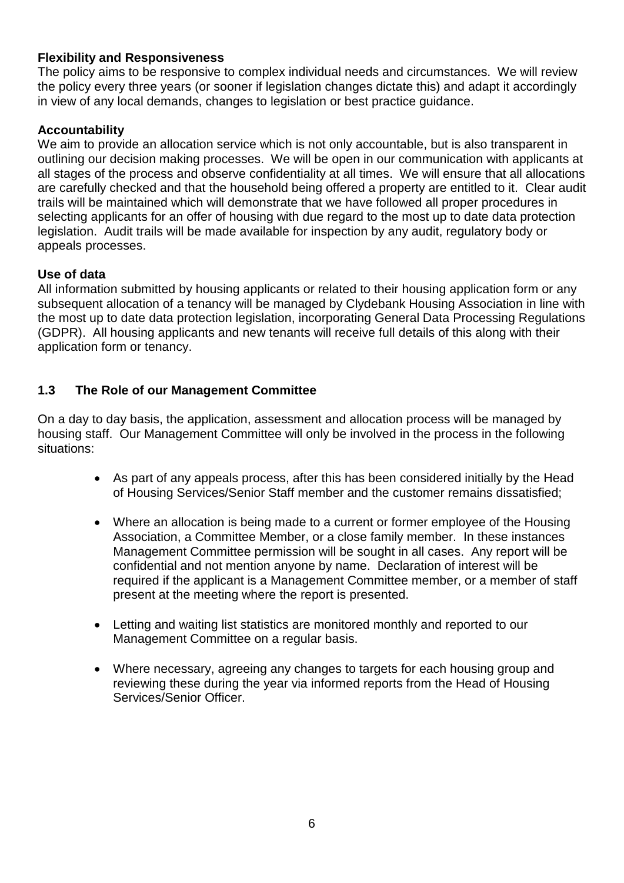**Flexibility and Responsiveness**

The policy aims to be responsive to complex individual needs and circumstances. We will review the policy every three years (or sooner if legislation changes dictate this) and adapt it accordingly in view of any local demands, changes to legislation or best practice guidance.

**Accountability**

We aim to provide an allocation service which is not only accountable, but is also transparent in outlining our decision making processes. We will be open in our communication with applicants at all stages of the process and observe confidentiality at all times. We will ensure that all allocations are carefully checked and that the household being offered a property are entitled to it. Clear audit trails will be maintained which will demonstrate that we have followed all proper procedures in selecting applicants for an offer of housing with due regard to the most up to date data protection legislation. Audit trails will be made available for inspection by any audit, regulatory body or appeals processes.

**Use of data**

All information submitted by housing applicants or related to their housing application form or any subsequent allocation of a tenancy will be managed by Clydebank Housing Association in line with the most up to date data protection legislation, incorporating General Data Processing Regulations (GDPR). All housing applicants and new tenants will receive full details of this along with their application form or tenancy.

### 1.3 The Role of our Management Committee

On a day to day basis, the application, assessment and allocation process will be managed by housing staff. Our Management Committee will only be involved in the process in the following situations:

- As part of any appeals process, after this has been considered initially by the Head of Housing Services/Senior Staff member and the customer remains dissatisfied;
- Where an allocation is being made to a current or former employee of the Housing Association, a Committee Member, or a close family member. In these instances Management Committee permission will be sought in all cases. Any report will be confidential and not mention anyone by name. Declaration of interest will be required if the applicant is a Management Committee member, or a member of staff present at the meeting where the report is presented.
- Letting and waiting list statistics are monitored monthly and reported to our Management Committee on a regular basis.
- Where necessary, agreeing any changes to targets for each housing group and reviewing these during the year via informed reports from the Head of Housing Services/Senior Officer.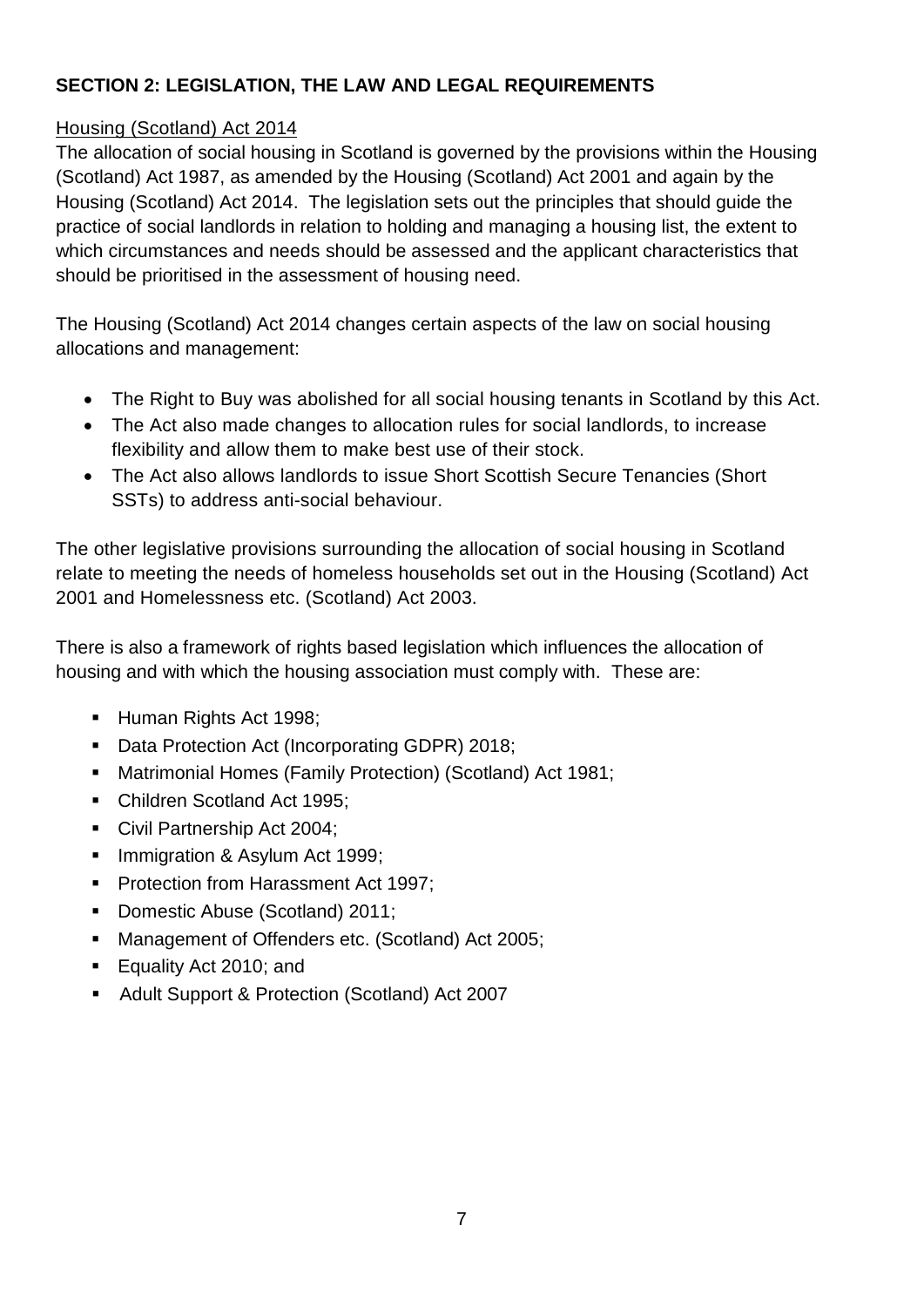## SECTION 2: LEGISLATION, THE LAW AND LEGAL REQUIREMENTS

### Housing (Scotland) Act 2014

The allocation of social housing in Scotland is governed by the provisions within the Housing (Scotland) Act 1987, as amended by the Housing (Scotland) Act 2001 and again by the Housing (Scotland) Act 2014. The legislation sets out the principles that should guide the practice of social landlords in relation to holding and managing a housing list, the extent to which circumstances and needs should be assessed and the applicant characteristics that should be prioritised in the assessment of housing need.

The Housing (Scotland) Act 2014 changes certain aspects of the law on social housing allocations and management:

- The Right to Buy was abolished for all social housing tenants in Scotland by this Act.
- The Act also made changes to allocation rules for social landlords, to increase flexibility and allow them to make best use of their stock.
- The Act also allows landlords to issue Short Scottish Secure Tenancies (Short SSTs) to address anti-social behaviour.

The other legislative provisions surrounding the allocation of social housing in Scotland relate to meeting the needs of homeless households set out in the Housing (Scotland) Act 2001 and Homelessness etc. (Scotland) Act 2003.

There is also a framework of rights based legislation which influences the allocation of housing and with which the housing association must comply with. These are:

- Human Rights Act 1998;
- Data Protection Act (Incorporating GDPR) 2018;
- Matrimonial Homes (Family Protection) (Scotland) Act 1981;
- Children Scotland Act 1995;
- Civil Partnership Act 2004;
- Immigration & Asylum Act 1999;
- Protection from Harassment Act 1997;
- Domestic Abuse (Scotland) 2011;
- Management of Offenders etc. (Scotland) Act 2005;
- Equality Act 2010; and
- Adult Support & Protection (Scotland) Act 2007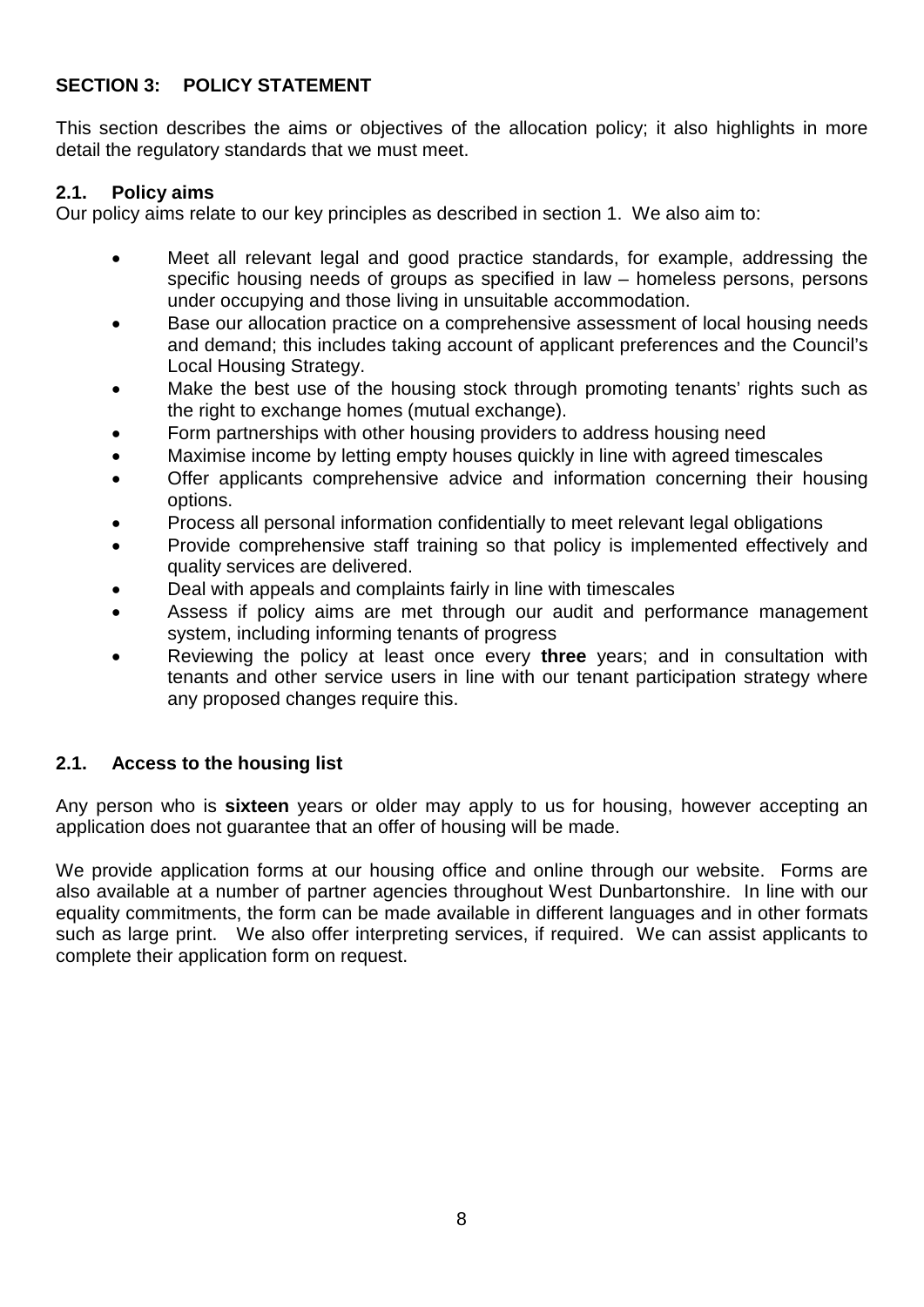## SECTION 3: POLICY STATEMENT

This section describes the aims or objectives of the allocation policy; it also highlights in more detail the regulatory standards that we must meet.

### 2.1. Policy aims

Our policy aims relate to our key principles as described in section 1. We also aim to:

- Meet all relevant legal and good practice standards, for example, addressing the specific housing needs of groups as specified in law – homeless persons, persons under occupying and those living in unsuitable accommodation.
- Base our allocation practice on a comprehensive assessment of local housing needs and demand; this includes taking account of applicant preferences and the Council's Local Housing Strategy.
- Make the best use of the housing stock through promoting tenants' rights such as the right to exchange homes (mutual exchange).
- Form partnerships with other housing providers to address housing need
- Maximise income by letting empty houses quickly in line with agreed timescales
- Offer applicants comprehensive advice and information concerning their housing options.
- Process all personal information confidentially to meet relevant legal obligations
- Provide comprehensive staff training so that policy is implemented effectively and quality services are delivered.
- Deal with appeals and complaints fairly in line with timescales
- Assess if policy aims are met through our audit and performance management system, including informing tenants of progress
- Reviewing the policy at least once every **three** years; and in consultation with tenants and other service users in line with our tenant participation strategy where any proposed changes require this.

### 2.1. Access to the housing list

Any person who is **sixteen** years or older may apply to us for housing, however accepting an application does not guarantee that an offer of housing will be made.

We provide application forms at our housing office and online through our website. Forms are also available at a number of partner agencies throughout West Dunbartonshire. In line with our equality commitments, the form can be made available in different languages and in other formats such as large print. We also offer interpreting services, if required. We can assist applicants to complete their application form on request.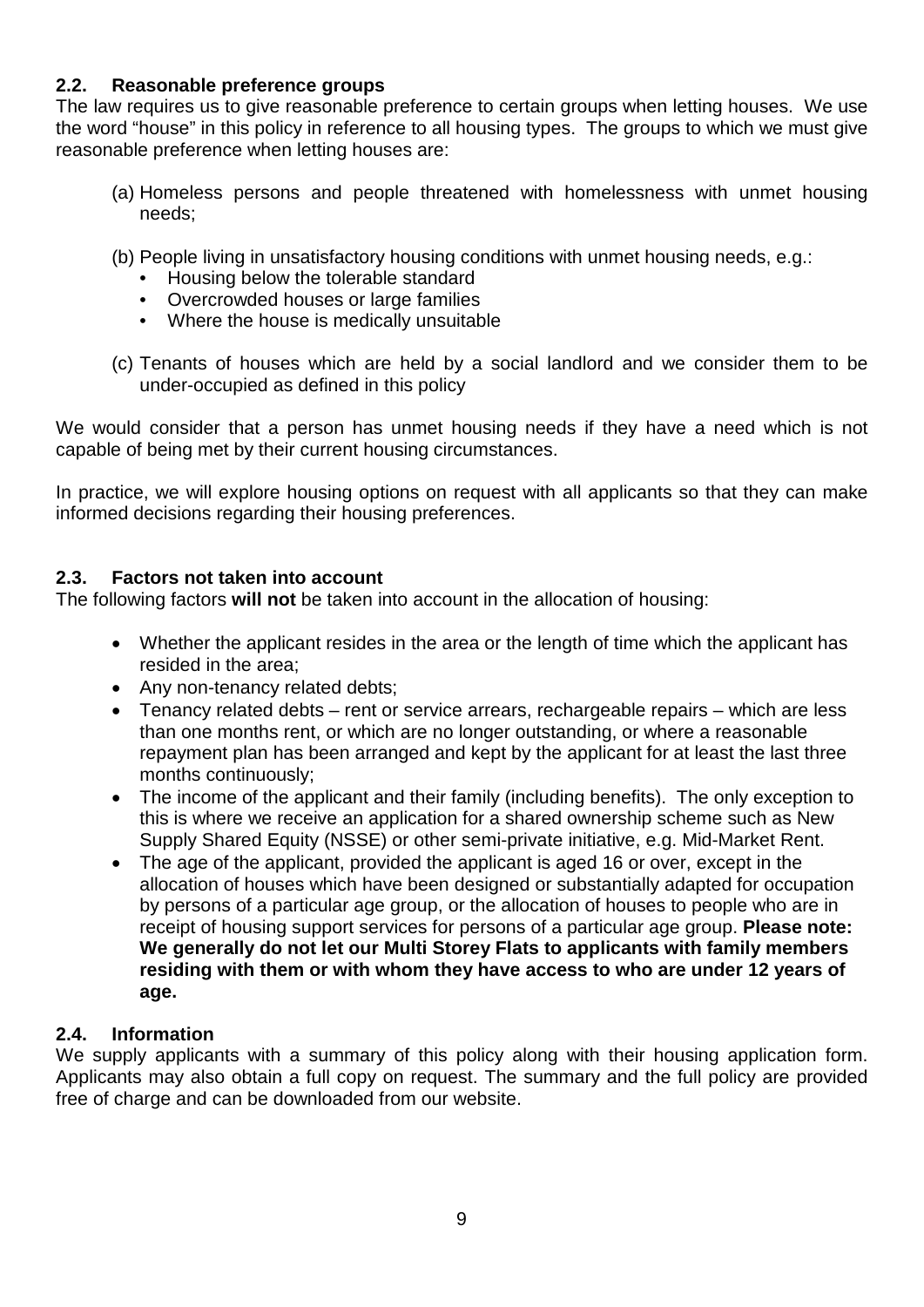### 2.2. Reasonable preference groups

The law requires us to give reasonable preference to certain groups when letting houses. We use the word "house" in this policy in reference to all housing types. The groups to which we must give reasonable preference when letting houses are:

(a) Homeless persons and people threatened with homelessness with unmet housing needs;

(b) People living in unsatisfactory housing conditions with unmet housing needs, e.g.:
- Housing below the tolerable standard
- Overcrowded houses or large families
- Where the house is medically unsuitable

(c) Tenants of houses which are held by a social landlord and we consider them to be under-occupied as defined in this policy

We would consider that a person has unmet housing needs if they have a need which is not capable of being met by their current housing circumstances.

In practice, we will explore housing options on request with all applicants so that they can make informed decisions regarding their housing preferences.

### 2.3. Factors not taken into account

The following factors **will not** be taken into account in the allocation of housing:

- Whether the applicant resides in the area or the length of time which the applicant has resided in the area;
- Any non-tenancy related debts;
- Tenancy related debts – rent or service arrears, rechargeable repairs – which are less than one months rent, or which are no longer outstanding, or where a reasonable repayment plan has been arranged and kept by the applicant for at least the last three months continuously;
- The income of the applicant and their family (including benefits). The only exception to this is where we receive an application for a shared ownership scheme such as New Supply Shared Equity (NSSE) or other semi-private initiative, e.g. Mid-Market Rent.
- The age of the applicant, provided the applicant is aged 16 or over, except in the allocation of houses which have been designed or substantially adapted for occupation by persons of a particular age group, or the allocation of houses to people who are in receipt of housing support services for persons of a particular age group. **Please note: We generally do not let our Multi Storey Flats to applicants with family members residing with them or with whom they have access to who are under 12 years of age.**

### 2.4. Information

We supply applicants with a summary of this policy along with their housing application form. Applicants may also obtain a full copy on request. The summary and the full policy are provided free of charge and can be downloaded from our website.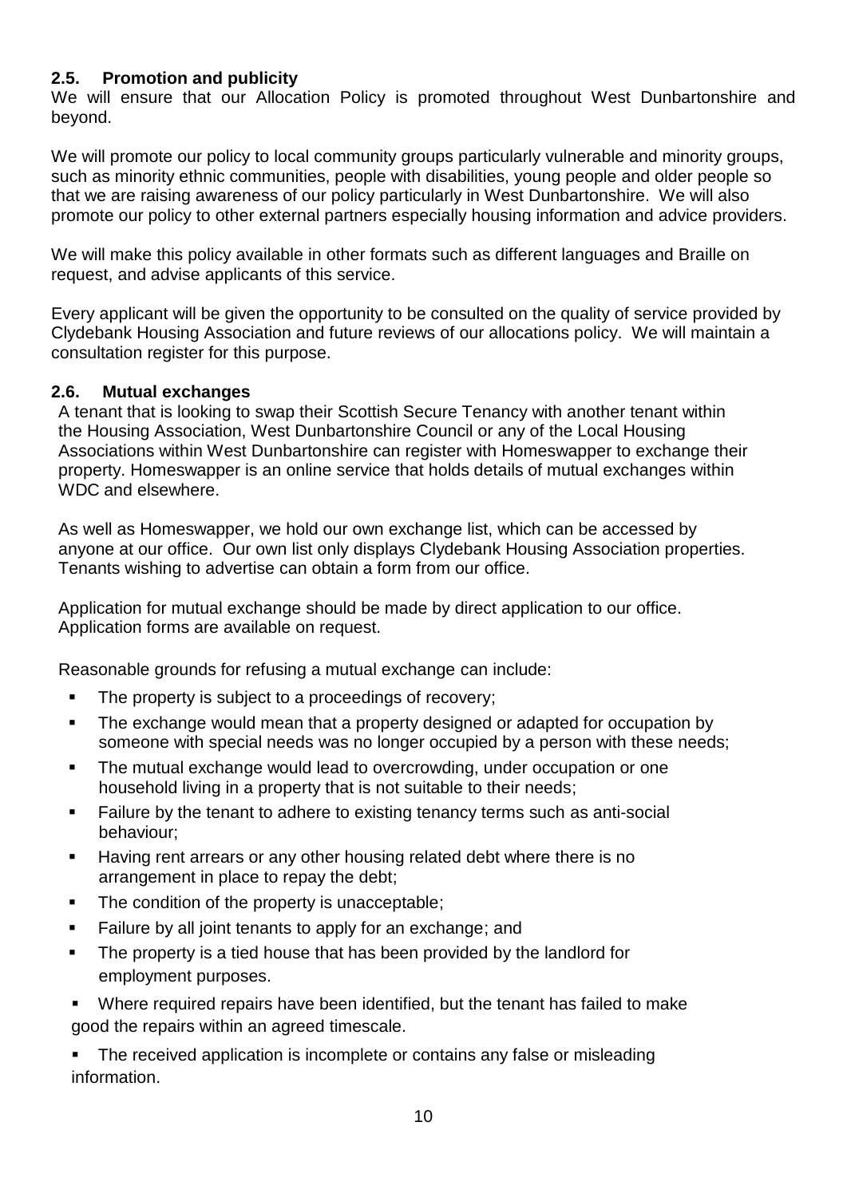### 2.5. Promotion and publicity

We will ensure that our Allocation Policy is promoted throughout West Dunbartonshire and beyond.

We will promote our policy to local community groups particularly vulnerable and minority groups, such as minority ethnic communities, people with disabilities, young people and older people so that we are raising awareness of our policy particularly in West Dunbartonshire. We will also promote our policy to other external partners especially housing information and advice providers.

We will make this policy available in other formats such as different languages and Braille on request, and advise applicants of this service.

Every applicant will be given the opportunity to be consulted on the quality of service provided by Clydebank Housing Association and future reviews of our allocations policy. We will maintain a consultation register for this purpose.

### 2.6. Mutual exchanges

A tenant that is looking to swap their Scottish Secure Tenancy with another tenant within the Housing Association, West Dunbartonshire Council or any of the Local Housing Associations within West Dunbartonshire can register with Homeswapper to exchange their property. Homeswapper is an online service that holds details of mutual exchanges within WDC and elsewhere.

As well as Homeswapper, we hold our own exchange list, which can be accessed by anyone at our office. Our own list only displays Clydebank Housing Association properties. Tenants wishing to advertise can obtain a form from our office.

Application for mutual exchange should be made by direct application to our office. Application forms are available on request.

Reasonable grounds for refusing a mutual exchange can include:

- The property is subject to a proceedings of recovery;
- The exchange would mean that a property designed or adapted for occupation by someone with special needs was no longer occupied by a person with these needs;
- The mutual exchange would lead to overcrowding, under occupation or one household living in a property that is not suitable to their needs;
- Failure by the tenant to adhere to existing tenancy terms such as anti-social behaviour;
- Having rent arrears or any other housing related debt where there is no arrangement in place to repay the debt;
- The condition of the property is unacceptable;
- Failure by all joint tenants to apply for an exchange; and
- The property is a tied house that has been provided by the landlord for employment purposes.
- Where required repairs have been identified, but the tenant has failed to make good the repairs within an agreed timescale.
- The received application is incomplete or contains any false or misleading information.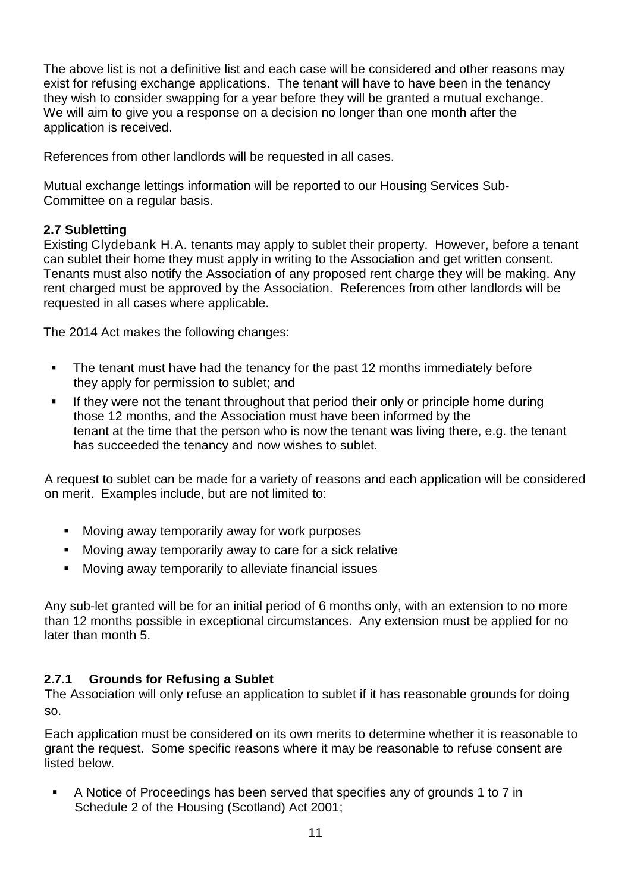The above list is not a definitive list and each case will be considered and other reasons may exist for refusing exchange applications. The tenant will have to have been in the tenancy they wish to consider swapping for a year before they will be granted a mutual exchange. We will aim to give you a response on a decision no longer than one month after the application is received.

References from other landlords will be requested in all cases.

Mutual exchange lettings information will be reported to our Housing Services Sub-Committee on a regular basis.

### 2.7 Subletting

Existing Clydebank H.A. tenants may apply to sublet their property. However, before a tenant can sublet their home they must apply in writing to the Association and get written consent. Tenants must also notify the Association of any proposed rent charge they will be making. Any rent charged must be approved by the Association. References from other landlords will be requested in all cases where applicable.

The 2014 Act makes the following changes:

- The tenant must have had the tenancy for the past 12 months immediately before they apply for permission to sublet; and
- If they were not the tenant throughout that period their only or principle home during those 12 months, and the Association must have been informed by the tenant at the time that the person who is now the tenant was living there, e.g. the tenant has succeeded the tenancy and now wishes to sublet.

A request to sublet can be made for a variety of reasons and each application will be considered on merit. Examples include, but are not limited to:

- Moving away temporarily away for work purposes
- Moving away temporarily away to care for a sick relative
- Moving away temporarily to alleviate financial issues

Any sub-let granted will be for an initial period of 6 months only, with an extension to no more than 12 months possible in exceptional circumstances. Any extension must be applied for no later than month 5.

#### 2.7.1 Grounds for Refusing a Sublet

The Association will only refuse an application to sublet if it has reasonable grounds for doing so.

Each application must be considered on its own merits to determine whether it is reasonable to grant the request. Some specific reasons where it may be reasonable to refuse consent are listed below.

- A Notice of Proceedings has been served that specifies any of grounds 1 to 7 in Schedule 2 of the Housing (Scotland) Act 2001;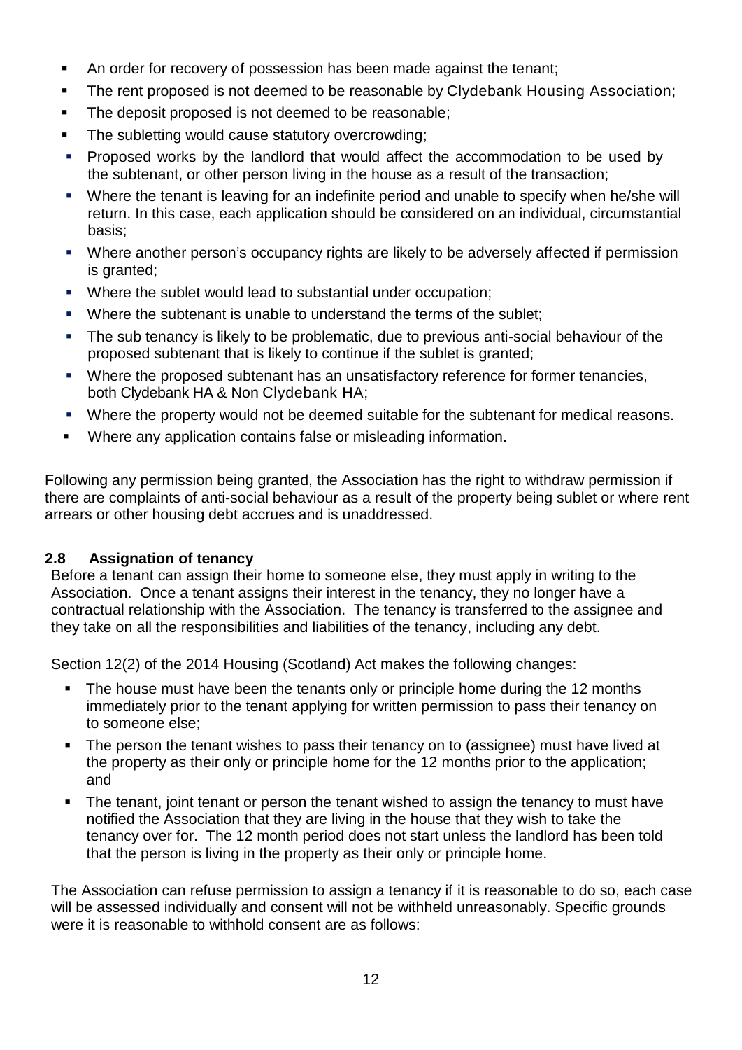- An order for recovery of possession has been made against the tenant;
- The rent proposed is not deemed to be reasonable by Clydebank Housing Association;
- The deposit proposed is not deemed to be reasonable;
- The subletting would cause statutory overcrowding;
- Proposed works by the landlord that would affect the accommodation to be used by the subtenant, or other person living in the house as a result of the transaction;
- Where the tenant is leaving for an indefinite period and unable to specify when he/she will return. In this case, each application should be considered on an individual, circumstantial basis;
- Where another person's occupancy rights are likely to be adversely affected if permission is granted;
- Where the sublet would lead to substantial under occupation;
- Where the subtenant is unable to understand the terms of the sublet;
- The sub tenancy is likely to be problematic, due to previous anti-social behaviour of the proposed subtenant that is likely to continue if the sublet is granted;
- Where the proposed subtenant has an unsatisfactory reference for former tenancies, both Clydebank HA & Non Clydebank HA;
- Where the property would not be deemed suitable for the subtenant for medical reasons.
- Where any application contains false or misleading information.

Following any permission being granted, the Association has the right to withdraw permission if there are complaints of anti-social behaviour as a result of the property being sublet or where rent arrears or other housing debt accrues and is unaddressed.

### 2.8 Assignation of tenancy

Before a tenant can assign their home to someone else, they must apply in writing to the Association. Once a tenant assigns their interest in the tenancy, they no longer have a contractual relationship with the Association. The tenancy is transferred to the assignee and they take on all the responsibilities and liabilities of the tenancy, including any debt.

Section 12(2) of the 2014 Housing (Scotland) Act makes the following changes:

- The house must have been the tenants only or principle home during the 12 months immediately prior to the tenant applying for written permission to pass their tenancy on to someone else;
- The person the tenant wishes to pass their tenancy on to (assignee) must have lived at the property as their only or principle home for the 12 months prior to the application; and
- The tenant, joint tenant or person the tenant wished to assign the tenancy to must have notified the Association that they are living in the house that they wish to take the tenancy over for. The 12 month period does not start unless the landlord has been told that the person is living in the property as their only or principle home.

The Association can refuse permission to assign a tenancy if it is reasonable to do so, each case will be assessed individually and consent will not be withheld unreasonably. Specific grounds were it is reasonable to withhold consent are as follows: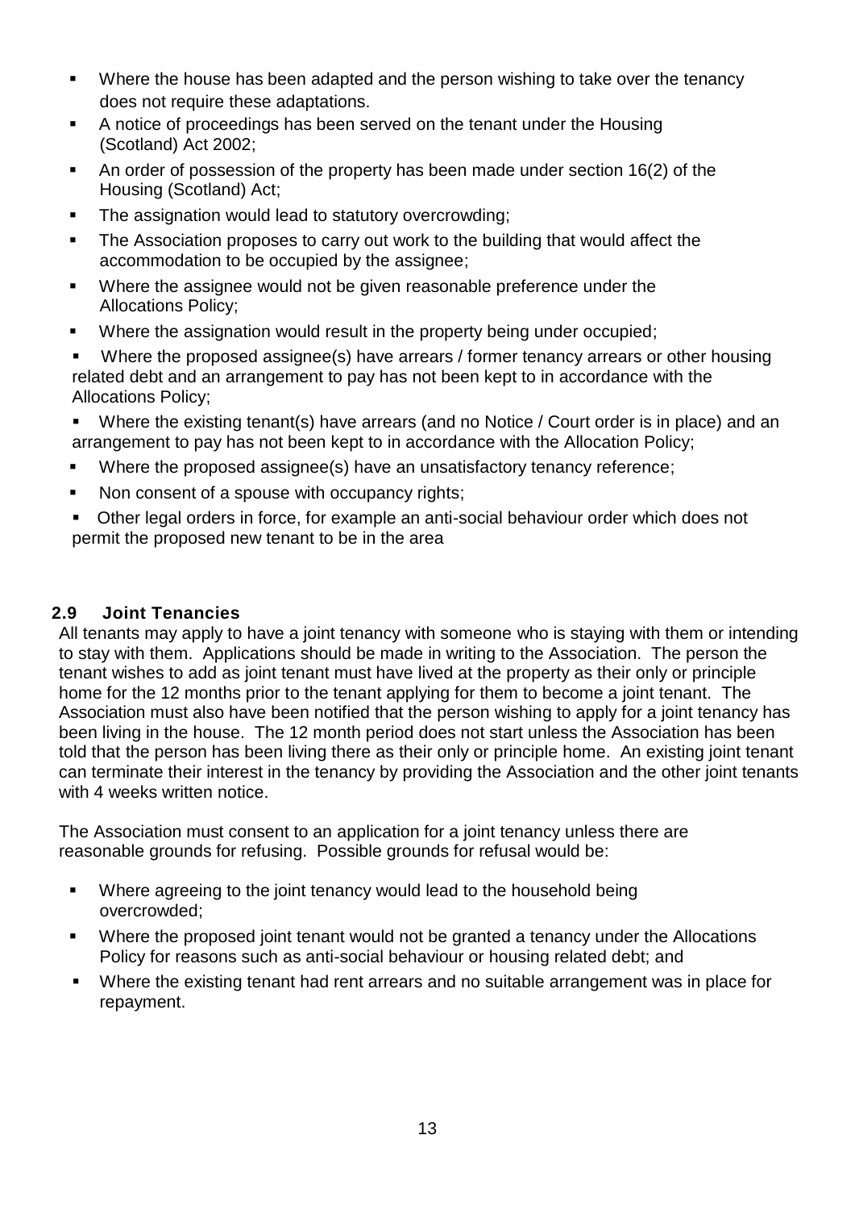- Where the house has been adapted and the person wishing to take over the tenancy does not require these adaptations.
- A notice of proceedings has been served on the tenant under the Housing (Scotland) Act 2002;
- An order of possession of the property has been made under section 16(2) of the Housing (Scotland) Act;
- The assignation would lead to statutory overcrowding;
- The Association proposes to carry out work to the building that would affect the accommodation to be occupied by the assignee;
- Where the assignee would not be given reasonable preference under the Allocations Policy;
- Where the assignation would result in the property being under occupied;
- Where the proposed assignee(s) have arrears / former tenancy arrears or other housing related debt and an arrangement to pay has not been kept to in accordance with the Allocations Policy;
- Where the existing tenant(s) have arrears (and no Notice / Court order is in place) and an arrangement to pay has not been kept to in accordance with the Allocation Policy;
- Where the proposed assignee(s) have an unsatisfactory tenancy reference;
- Non consent of a spouse with occupancy rights;
- Other legal orders in force, for example an anti-social behaviour order which does not permit the proposed new tenant to be in the area

### 2.9 Joint Tenancies

All tenants may apply to have a joint tenancy with someone who is staying with them or intending to stay with them. Applications should be made in writing to the Association. The person the tenant wishes to add as joint tenant must have lived at the property as their only or principle home for the 12 months prior to the tenant applying for them to become a joint tenant. The Association must also have been notified that the person wishing to apply for a joint tenancy has been living in the house. The 12 month period does not start unless the Association has been told that the person has been living there as their only or principle home. An existing joint tenant can terminate their interest in the tenancy by providing the Association and the other joint tenants with 4 weeks written notice.

The Association must consent to an application for a joint tenancy unless there are reasonable grounds for refusing. Possible grounds for refusal would be:

- Where agreeing to the joint tenancy would lead to the household being overcrowded;
- Where the proposed joint tenant would not be granted a tenancy under the Allocations Policy for reasons such as anti-social behaviour or housing related debt; and
- Where the existing tenant had rent arrears and no suitable arrangement was in place for repayment.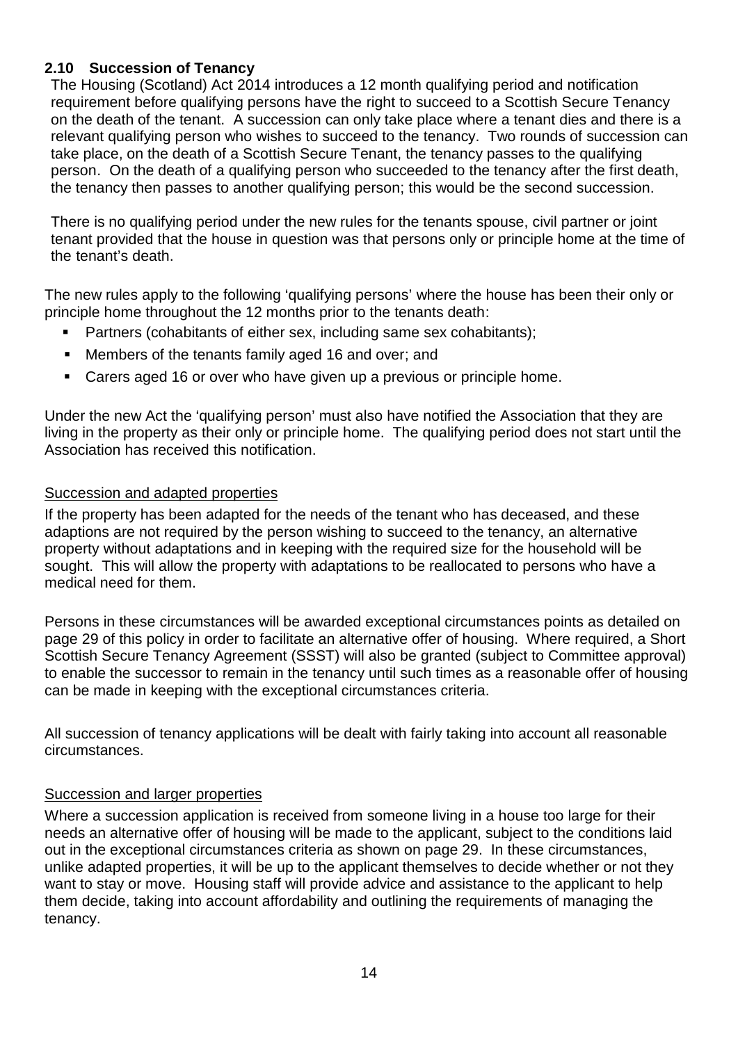## 2.10 Succession of Tenancy

The Housing (Scotland) Act 2014 introduces a 12 month qualifying period and notification requirement before qualifying persons have the right to succeed to a Scottish Secure Tenancy on the death of the tenant. A succession can only take place where a tenant dies and there is a relevant qualifying person who wishes to succeed to the tenancy. Two rounds of succession can take place, on the death of a Scottish Secure Tenant, the tenancy passes to the qualifying person. On the death of a qualifying person who succeeded to the tenancy after the first death, the tenancy then passes to another qualifying person; this would be the second succession.

There is no qualifying period under the new rules for the tenants spouse, civil partner or joint tenant provided that the house in question was that persons only or principle home at the time of the tenant's death.

The new rules apply to the following 'qualifying persons' where the house has been their only or principle home throughout the 12 months prior to the tenants death:

- Partners (cohabitants of either sex, including same sex cohabitants);
- Members of the tenants family aged 16 and over; and
- Carers aged 16 or over who have given up a previous or principle home.

Under the new Act the 'qualifying person' must also have notified the Association that they are living in the property as their only or principle home. The qualifying period does not start until the Association has received this notification.

### Succession and adapted properties

If the property has been adapted for the needs of the tenant who has deceased, and these adaptions are not required by the person wishing to succeed to the tenancy, an alternative property without adaptations and in keeping with the required size for the household will be sought. This will allow the property with adaptations to be reallocated to persons who have a medical need for them.

Persons in these circumstances will be awarded exceptional circumstances points as detailed on page 29 of this policy in order to facilitate an alternative offer of housing. Where required, a Short Scottish Secure Tenancy Agreement (SSST) will also be granted (subject to Committee approval) to enable the successor to remain in the tenancy until such times as a reasonable offer of housing can be made in keeping with the exceptional circumstances criteria.

All succession of tenancy applications will be dealt with fairly taking into account all reasonable circumstances.

### Succession and larger properties

Where a succession application is received from someone living in a house too large for their needs an alternative offer of housing will be made to the applicant, subject to the conditions laid out in the exceptional circumstances criteria as shown on page 29. In these circumstances, unlike adapted properties, it will be up to the applicant themselves to decide whether or not they want to stay or move. Housing staff will provide advice and assistance to the applicant to help them decide, taking into account affordability and outlining the requirements of managing the tenancy.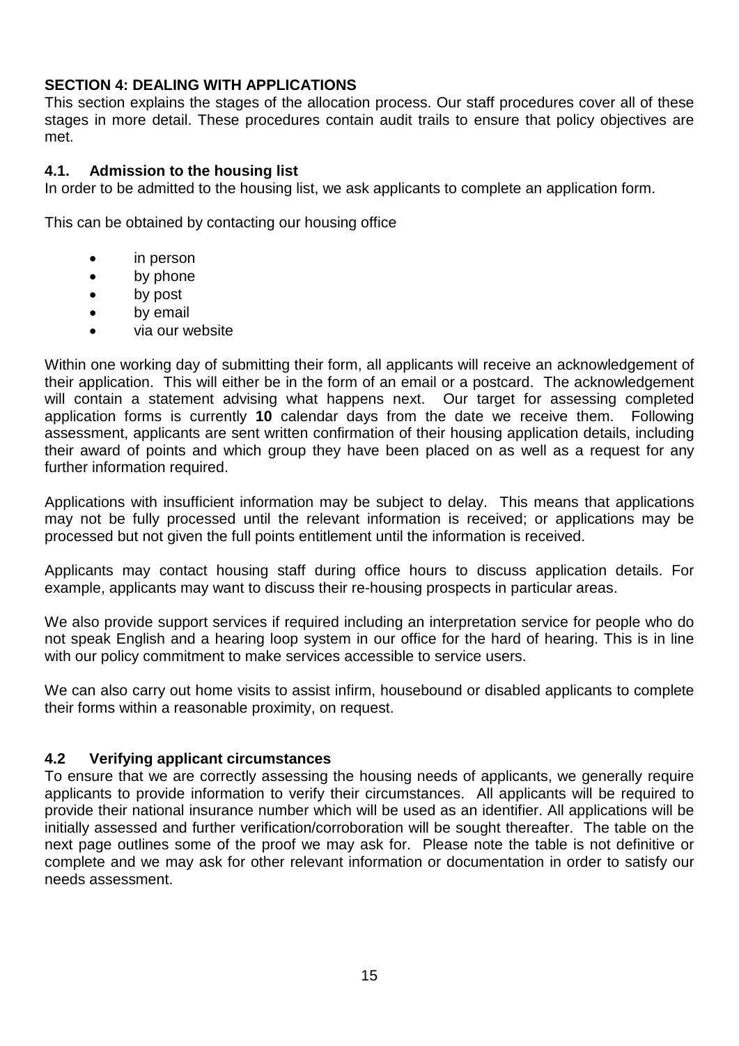## SECTION 4: DEALING WITH APPLICATIONS

This section explains the stages of the allocation process. Our staff procedures cover all of these stages in more detail. These procedures contain audit trails to ensure that policy objectives are met.

### 4.1. Admission to the housing list

In order to be admitted to the housing list, we ask applicants to complete an application form.

This can be obtained by contacting our housing office

- in person
- by phone
- by post
- by email
- via our website

Within one working day of submitting their form, all applicants will receive an acknowledgement of their application. This will either be in the form of an email or a postcard. The acknowledgement will contain a statement advising what happens next. Our target for assessing completed application forms is currently **10** calendar days from the date we receive them. Following assessment, applicants are sent written confirmation of their housing application details, including their award of points and which group they have been placed on as well as a request for any further information required.

Applications with insufficient information may be subject to delay. This means that applications may not be fully processed until the relevant information is received; or applications may be processed but not given the full points entitlement until the information is received.

Applicants may contact housing staff during office hours to discuss application details. For example, applicants may want to discuss their re-housing prospects in particular areas.

We also provide support services if required including an interpretation service for people who do not speak English and a hearing loop system in our office for the hard of hearing. This is in line with our policy commitment to make services accessible to service users.

We can also carry out home visits to assist infirm, housebound or disabled applicants to complete their forms within a reasonable proximity, on request.

### 4.2 Verifying applicant circumstances

To ensure that we are correctly assessing the housing needs of applicants, we generally require applicants to provide information to verify their circumstances. All applicants will be required to provide their national insurance number which will be used as an identifier. All applications will be initially assessed and further verification/corroboration will be sought thereafter. The table on the next page outlines some of the proof we may ask for. Please note the table is not definitive or complete and we may ask for other relevant information or documentation in order to satisfy our needs assessment.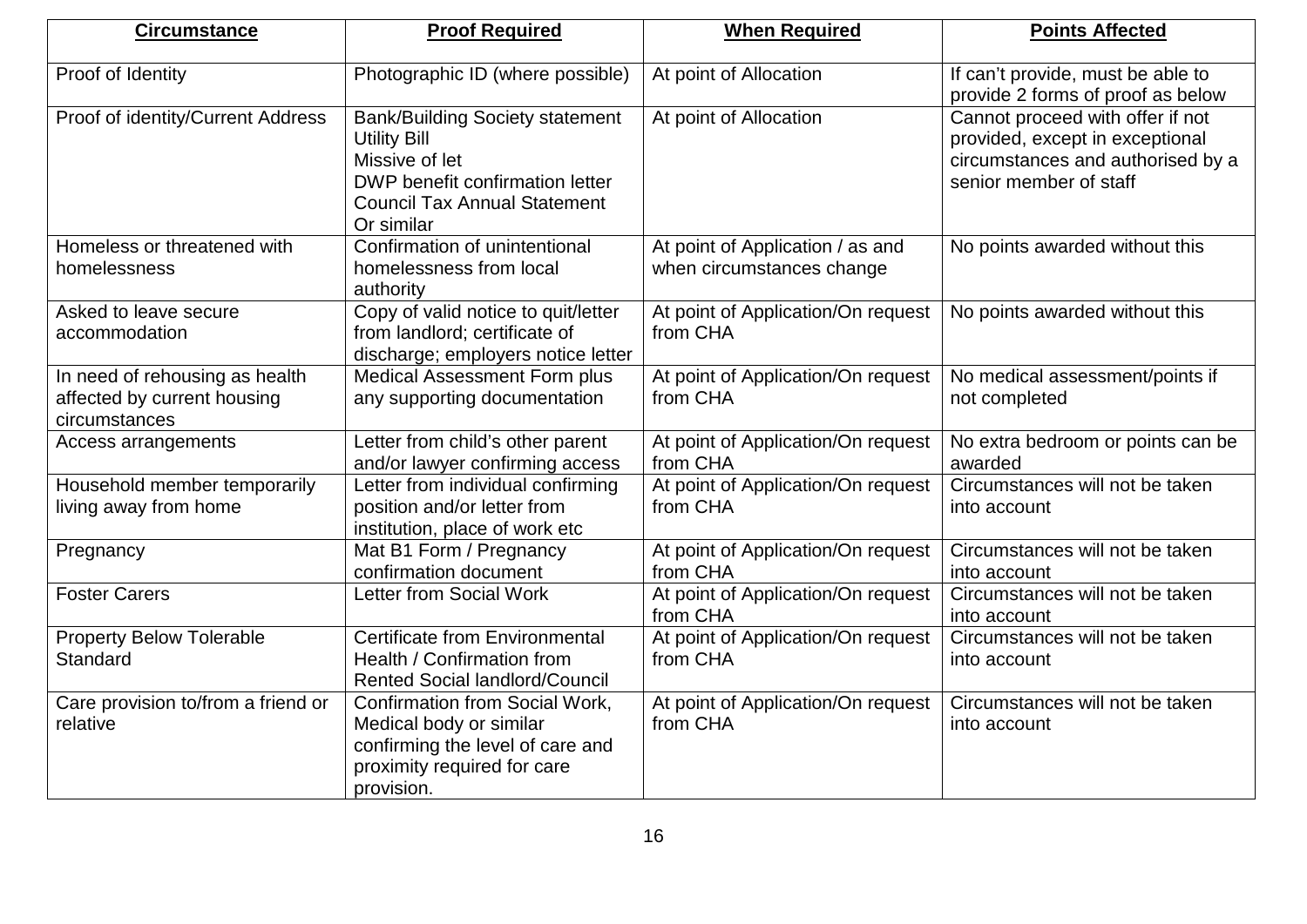| Circumstance | Proof Required | When Required | Points Affected |
|---|---|---|---|
| Proof of Identity | Photographic ID (where possible) | At point of Allocation | If can't provide, must be able to provide 2 forms of proof as below |
| Proof of identity/Current Address | Bank/Building Society statement<br>Utility Bill<br>Missive of let<br>DWP benefit confirmation letter<br>Council Tax Annual Statement<br>Or similar | At point of Allocation | Cannot proceed with offer if not provided, except in exceptional circumstances and authorised by a senior member of staff |
| Homeless or threatened with homelessness | Confirmation of unintentional homelessness from local authority | At point of Application / as and when circumstances change | No points awarded without this |
| Asked to leave secure accommodation | Copy of valid notice to quit/letter from landlord; certificate of discharge; employers notice letter | At point of Application/On request from CHA | No points awarded without this |
| In need of rehousing as health affected by current housing circumstances | Medical Assessment Form plus any supporting documentation | At point of Application/On request from CHA | No medical assessment/points if not completed |
| Access arrangements | Letter from child's other parent and/or lawyer confirming access | At point of Application/On request from CHA | No extra bedroom or points can be awarded |
| Household member temporarily living away from home | Letter from individual confirming position and/or letter from institution, place of work etc | At point of Application/On request from CHA | Circumstances will not be taken into account |
| Pregnancy | Mat B1 Form / Pregnancy confirmation document | At point of Application/On request from CHA | Circumstances will not be taken into account |
| Foster Carers | Letter from Social Work | At point of Application/On request from CHA | Circumstances will not be taken into account |
| Property Below Tolerable Standard | Certificate from Environmental Health / Confirmation from Rented Social landlord/Council | At point of Application/On request from CHA | Circumstances will not be taken into account |
| Care provision to/from a friend or relative | Confirmation from Social Work, Medical body or similar confirming the level of care and proximity required for care provision. | At point of Application/On request from CHA | Circumstances will not be taken into account |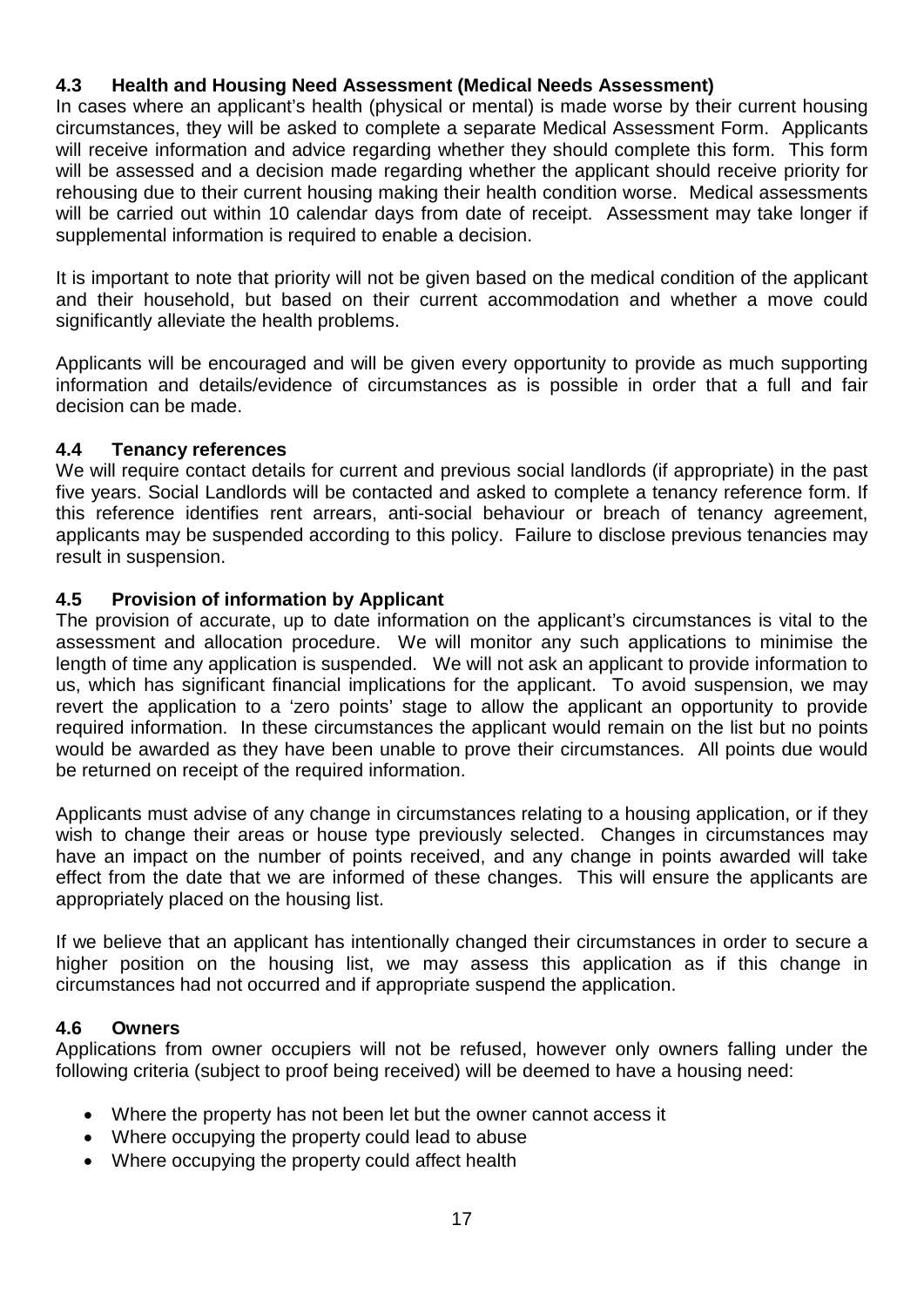### 4.3 Health and Housing Need Assessment (Medical Needs Assessment)

In cases where an applicant's health (physical or mental) is made worse by their current housing circumstances, they will be asked to complete a separate Medical Assessment Form. Applicants will receive information and advice regarding whether they should complete this form. This form will be assessed and a decision made regarding whether the applicant should receive priority for rehousing due to their current housing making their health condition worse. Medical assessments will be carried out within 10 calendar days from date of receipt. Assessment may take longer if supplemental information is required to enable a decision.

It is important to note that priority will not be given based on the medical condition of the applicant and their household, but based on their current accommodation and whether a move could significantly alleviate the health problems.

Applicants will be encouraged and will be given every opportunity to provide as much supporting information and details/evidence of circumstances as is possible in order that a full and fair decision can be made.

### 4.4 Tenancy references

We will require contact details for current and previous social landlords (if appropriate) in the past five years. Social Landlords will be contacted and asked to complete a tenancy reference form. If this reference identifies rent arrears, anti-social behaviour or breach of tenancy agreement, applicants may be suspended according to this policy. Failure to disclose previous tenancies may result in suspension.

### 4.5 Provision of information by Applicant

The provision of accurate, up to date information on the applicant's circumstances is vital to the assessment and allocation procedure. We will monitor any such applications to minimise the length of time any application is suspended. We will not ask an applicant to provide information to us, which has significant financial implications for the applicant. To avoid suspension, we may revert the application to a 'zero points' stage to allow the applicant an opportunity to provide required information. In these circumstances the applicant would remain on the list but no points would be awarded as they have been unable to prove their circumstances. All points due would be returned on receipt of the required information.

Applicants must advise of any change in circumstances relating to a housing application, or if they wish to change their areas or house type previously selected. Changes in circumstances may have an impact on the number of points received, and any change in points awarded will take effect from the date that we are informed of these changes. This will ensure the applicants are appropriately placed on the housing list.

If we believe that an applicant has intentionally changed their circumstances in order to secure a higher position on the housing list, we may assess this application as if this change in circumstances had not occurred and if appropriate suspend the application.

### 4.6 Owners

Applications from owner occupiers will not be refused, however only owners falling under the following criteria (subject to proof being received) will be deemed to have a housing need:

- Where the property has not been let but the owner cannot access it
- Where occupying the property could lead to abuse
- Where occupying the property could affect health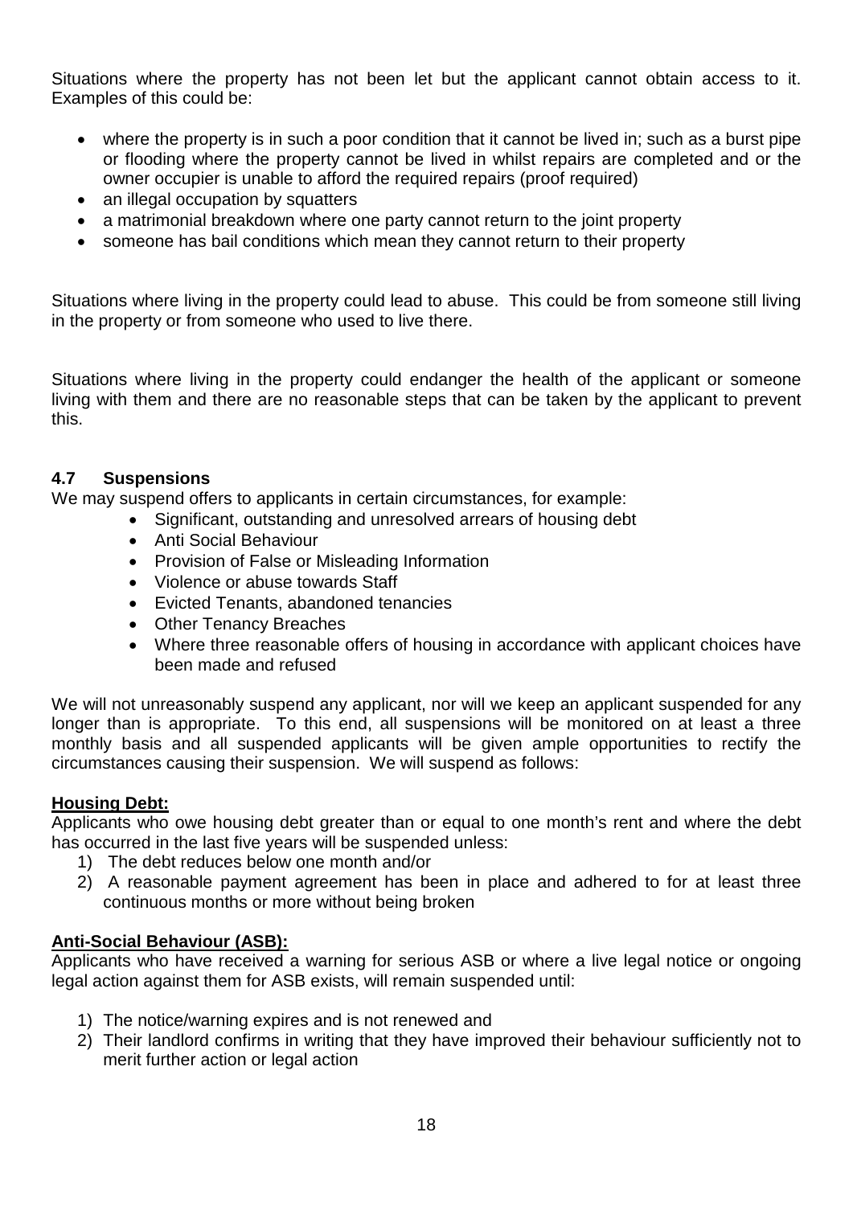Situations where the property has not been let but the applicant cannot obtain access to it. Examples of this could be:

- where the property is in such a poor condition that it cannot be lived in; such as a burst pipe or flooding where the property cannot be lived in whilst repairs are completed and or the owner occupier is unable to afford the required repairs (proof required)
- an illegal occupation by squatters
- a matrimonial breakdown where one party cannot return to the joint property
- someone has bail conditions which mean they cannot return to their property

Situations where living in the property could lead to abuse. This could be from someone still living in the property or from someone who used to live there.

Situations where living in the property could endanger the health of the applicant or someone living with them and there are no reasonable steps that can be taken by the applicant to prevent this.

### 4.7 Suspensions

We may suspend offers to applicants in certain circumstances, for example:

- Significant, outstanding and unresolved arrears of housing debt
- Anti Social Behaviour
- Provision of False or Misleading Information
- Violence or abuse towards Staff
- Evicted Tenants, abandoned tenancies
- Other Tenancy Breaches
- Where three reasonable offers of housing in accordance with applicant choices have been made and refused

We will not unreasonably suspend any applicant, nor will we keep an applicant suspended for any longer than is appropriate. To this end, all suspensions will be monitored on at least a three monthly basis and all suspended applicants will be given ample opportunities to rectify the circumstances causing their suspension. We will suspend as follows:

**Housing Debt:**

Applicants who owe housing debt greater than or equal to one month's rent and where the debt has occurred in the last five years will be suspended unless:

1) The debt reduces below one month and/or
2) A reasonable payment agreement has been in place and adhered to for at least three continuous months or more without being broken

**Anti-Social Behaviour (ASB):**

Applicants who have received a warning for serious ASB or where a live legal notice or ongoing legal action against them for ASB exists, will remain suspended until:

1) The notice/warning expires and is not renewed and
2) Their landlord confirms in writing that they have improved their behaviour sufficiently not to merit further action or legal action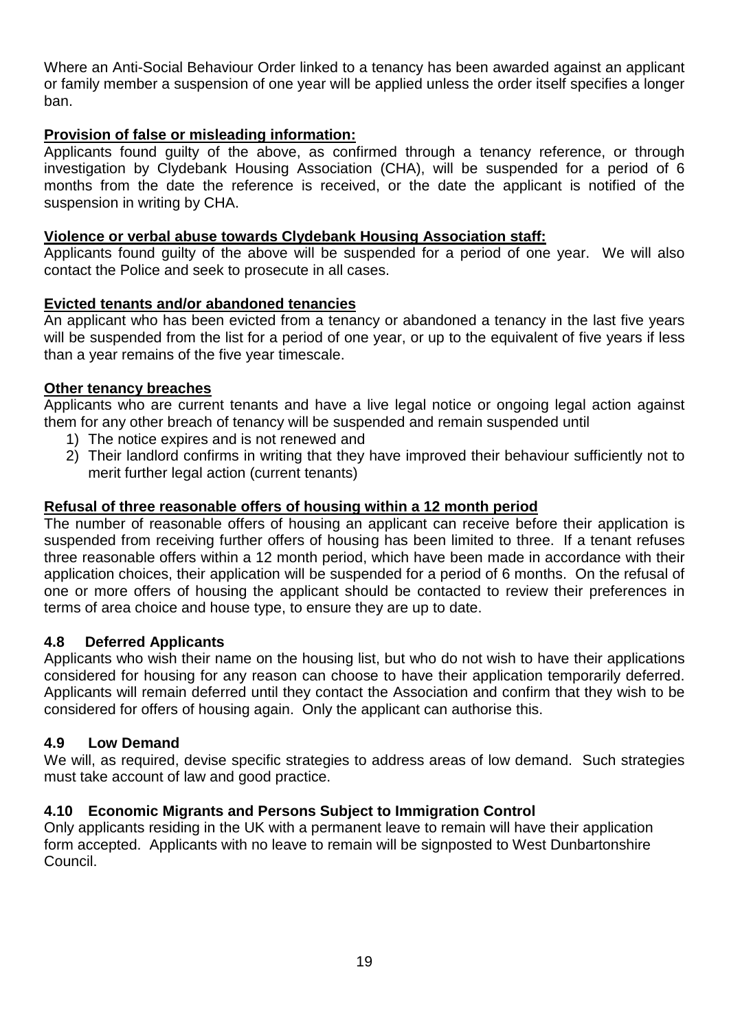Where an Anti-Social Behaviour Order linked to a tenancy has been awarded against an applicant or family member a suspension of one year will be applied unless the order itself specifies a longer ban.

**Provision of false or misleading information:**

Applicants found guilty of the above, as confirmed through a tenancy reference, or through investigation by Clydebank Housing Association (CHA), will be suspended for a period of 6 months from the date the reference is received, or the date the applicant is notified of the suspension in writing by CHA.

**Violence or verbal abuse towards Clydebank Housing Association staff:**

Applicants found guilty of the above will be suspended for a period of one year. We will also contact the Police and seek to prosecute in all cases.

**Evicted tenants and/or abandoned tenancies**

An applicant who has been evicted from a tenancy or abandoned a tenancy in the last five years will be suspended from the list for a period of one year, or up to the equivalent of five years if less than a year remains of the five year timescale.

**Other tenancy breaches**

Applicants who are current tenants and have a live legal notice or ongoing legal action against them for any other breach of tenancy will be suspended and remain suspended until

1) The notice expires and is not renewed and
2) Their landlord confirms in writing that they have improved their behaviour sufficiently not to merit further legal action (current tenants)

**Refusal of three reasonable offers of housing within a 12 month period**

The number of reasonable offers of housing an applicant can receive before their application is suspended from receiving further offers of housing has been limited to three. If a tenant refuses three reasonable offers within a 12 month period, which have been made in accordance with their application choices, their application will be suspended for a period of 6 months. On the refusal of one or more offers of housing the applicant should be contacted to review their preferences in terms of area choice and house type, to ensure they are up to date.

### 4.8 Deferred Applicants

Applicants who wish their name on the housing list, but who do not wish to have their applications considered for housing for any reason can choose to have their application temporarily deferred. Applicants will remain deferred until they contact the Association and confirm that they wish to be considered for offers of housing again. Only the applicant can authorise this.

### 4.9 Low Demand

We will, as required, devise specific strategies to address areas of low demand. Such strategies must take account of law and good practice.

### 4.10 Economic Migrants and Persons Subject to Immigration Control

Only applicants residing in the UK with a permanent leave to remain will have their application form accepted. Applicants with no leave to remain will be signposted to West Dunbartonshire Council.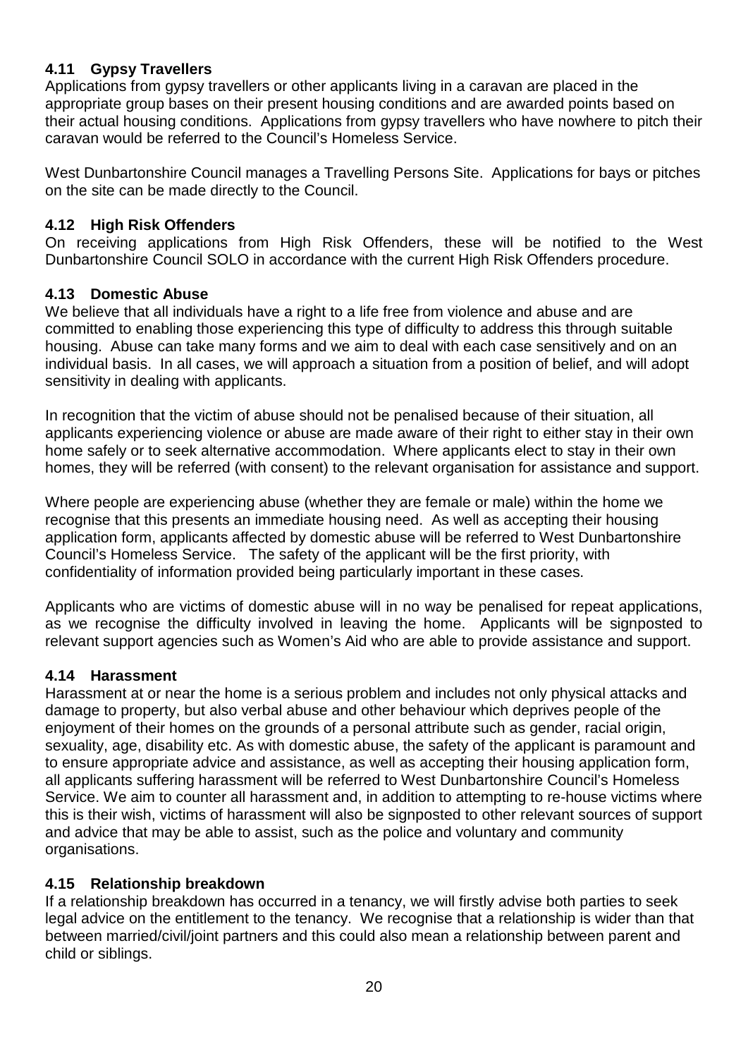### 4.11 Gypsy Travellers

Applications from gypsy travellers or other applicants living in a caravan are placed in the appropriate group bases on their present housing conditions and are awarded points based on their actual housing conditions. Applications from gypsy travellers who have nowhere to pitch their caravan would be referred to the Council's Homeless Service.

West Dunbartonshire Council manages a Travelling Persons Site. Applications for bays or pitches on the site can be made directly to the Council.

### 4.12 High Risk Offenders

On receiving applications from High Risk Offenders, these will be notified to the West Dunbartonshire Council SOLO in accordance with the current High Risk Offenders procedure.

### 4.13 Domestic Abuse

We believe that all individuals have a right to a life free from violence and abuse and are committed to enabling those experiencing this type of difficulty to address this through suitable housing. Abuse can take many forms and we aim to deal with each case sensitively and on an individual basis. In all cases, we will approach a situation from a position of belief, and will adopt sensitivity in dealing with applicants.

In recognition that the victim of abuse should not be penalised because of their situation, all applicants experiencing violence or abuse are made aware of their right to either stay in their own home safely or to seek alternative accommodation. Where applicants elect to stay in their own homes, they will be referred (with consent) to the relevant organisation for assistance and support.

Where people are experiencing abuse (whether they are female or male) within the home we recognise that this presents an immediate housing need. As well as accepting their housing application form, applicants affected by domestic abuse will be referred to West Dunbartonshire Council's Homeless Service. The safety of the applicant will be the first priority, with confidentiality of information provided being particularly important in these cases.

Applicants who are victims of domestic abuse will in no way be penalised for repeat applications, as we recognise the difficulty involved in leaving the home. Applicants will be signposted to relevant support agencies such as Women's Aid who are able to provide assistance and support.

### 4.14 Harassment

Harassment at or near the home is a serious problem and includes not only physical attacks and damage to property, but also verbal abuse and other behaviour which deprives people of the enjoyment of their homes on the grounds of a personal attribute such as gender, racial origin, sexuality, age, disability etc. As with domestic abuse, the safety of the applicant is paramount and to ensure appropriate advice and assistance, as well as accepting their housing application form, all applicants suffering harassment will be referred to West Dunbartonshire Council's Homeless Service. We aim to counter all harassment and, in addition to attempting to re-house victims where this is their wish, victims of harassment will also be signposted to other relevant sources of support and advice that may be able to assist, such as the police and voluntary and community organisations.

### 4.15 Relationship breakdown

If a relationship breakdown has occurred in a tenancy, we will firstly advise both parties to seek legal advice on the entitlement to the tenancy. We recognise that a relationship is wider than that between married/civil/joint partners and this could also mean a relationship between parent and child or siblings.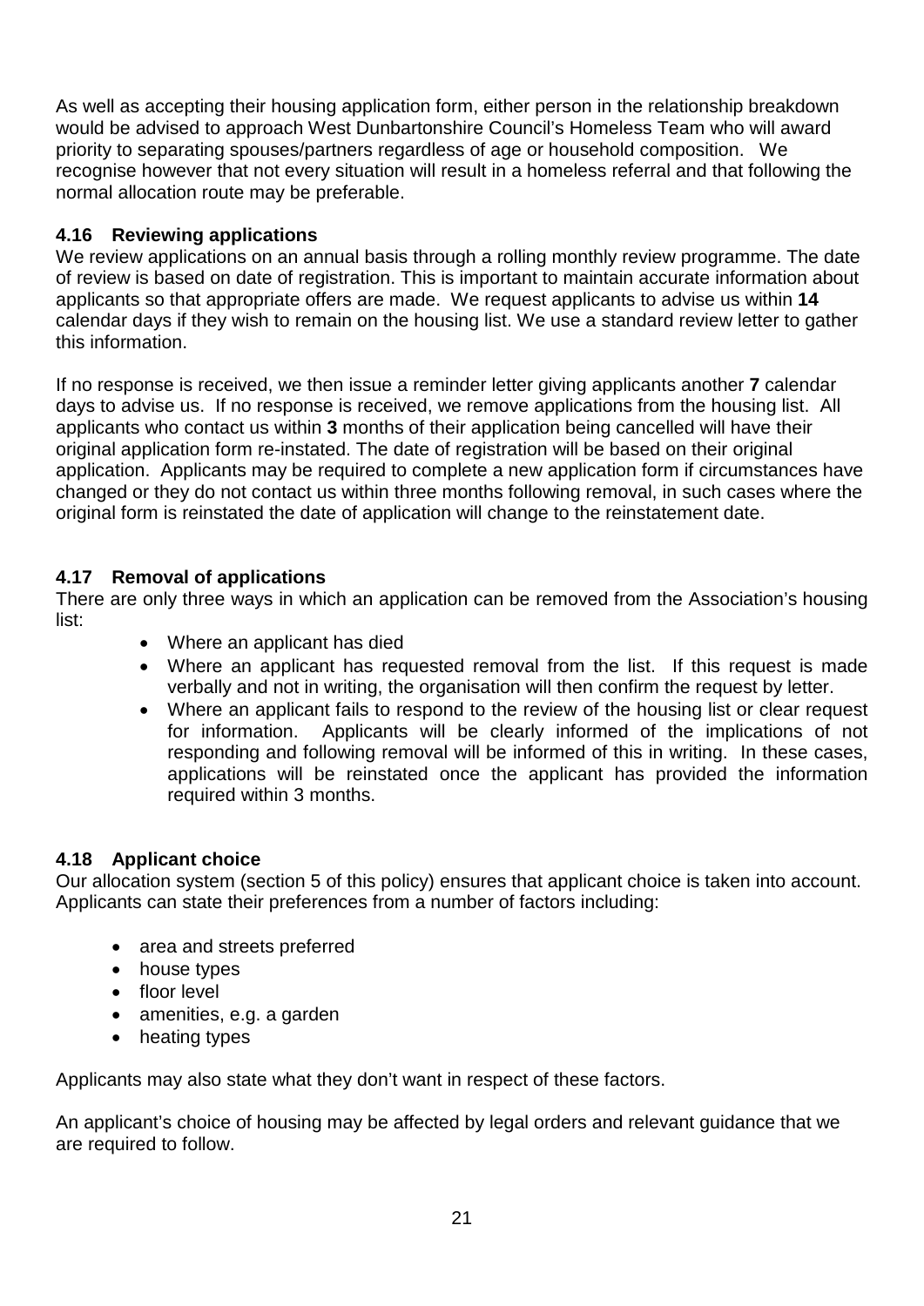As well as accepting their housing application form, either person in the relationship breakdown would be advised to approach West Dunbartonshire Council's Homeless Team who will award priority to separating spouses/partners regardless of age or household composition. We recognise however that not every situation will result in a homeless referral and that following the normal allocation route may be preferable.

### 4.16 Reviewing applications

We review applications on an annual basis through a rolling monthly review programme. The date of review is based on date of registration. This is important to maintain accurate information about applicants so that appropriate offers are made. We request applicants to advise us within **14** calendar days if they wish to remain on the housing list. We use a standard review letter to gather this information.

If no response is received, we then issue a reminder letter giving applicants another **7** calendar days to advise us. If no response is received, we remove applications from the housing list. All applicants who contact us within **3** months of their application being cancelled will have their original application form re-instated. The date of registration will be based on their original application. Applicants may be required to complete a new application form if circumstances have changed or they do not contact us within three months following removal, in such cases where the original form is reinstated the date of application will change to the reinstatement date.

### 4.17 Removal of applications

There are only three ways in which an application can be removed from the Association's housing list:

- Where an applicant has died
- Where an applicant has requested removal from the list. If this request is made verbally and not in writing, the organisation will then confirm the request by letter.
- Where an applicant fails to respond to the review of the housing list or clear request for information. Applicants will be clearly informed of the implications of not responding and following removal will be informed of this in writing. In these cases, applications will be reinstated once the applicant has provided the information required within 3 months.

### 4.18 Applicant choice

Our allocation system (section 5 of this policy) ensures that applicant choice is taken into account. Applicants can state their preferences from a number of factors including:

- area and streets preferred
- house types
- floor level
- amenities, e.g. a garden
- heating types

Applicants may also state what they don't want in respect of these factors.

An applicant's choice of housing may be affected by legal orders and relevant guidance that we are required to follow.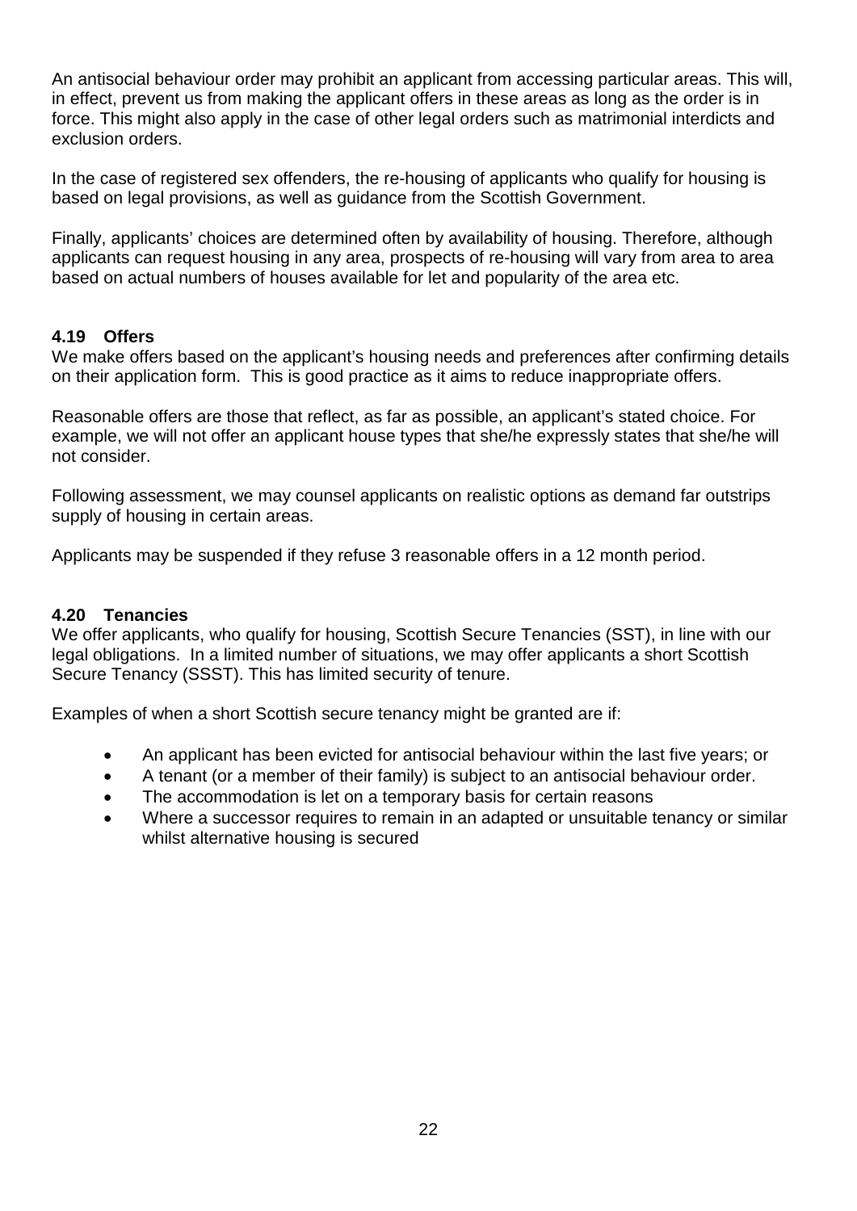An antisocial behaviour order may prohibit an applicant from accessing particular areas. This will, in effect, prevent us from making the applicant offers in these areas as long as the order is in force. This might also apply in the case of other legal orders such as matrimonial interdicts and exclusion orders.

In the case of registered sex offenders, the re-housing of applicants who qualify for housing is based on legal provisions, as well as guidance from the Scottish Government.

Finally, applicants' choices are determined often by availability of housing. Therefore, although applicants can request housing in any area, prospects of re-housing will vary from area to area based on actual numbers of houses available for let and popularity of the area etc.

### 4.19 Offers

We make offers based on the applicant's housing needs and preferences after confirming details on their application form. This is good practice as it aims to reduce inappropriate offers.

Reasonable offers are those that reflect, as far as possible, an applicant's stated choice. For example, we will not offer an applicant house types that she/he expressly states that she/he will not consider.

Following assessment, we may counsel applicants on realistic options as demand far outstrips supply of housing in certain areas.

Applicants may be suspended if they refuse 3 reasonable offers in a 12 month period.

### 4.20 Tenancies

We offer applicants, who qualify for housing, Scottish Secure Tenancies (SST), in line with our legal obligations. In a limited number of situations, we may offer applicants a short Scottish Secure Tenancy (SSST). This has limited security of tenure.

Examples of when a short Scottish secure tenancy might be granted are if:

- An applicant has been evicted for antisocial behaviour within the last five years; or
- A tenant (or a member of their family) is subject to an antisocial behaviour order.
- The accommodation is let on a temporary basis for certain reasons
- Where a successor requires to remain in an adapted or unsuitable tenancy or similar whilst alternative housing is secured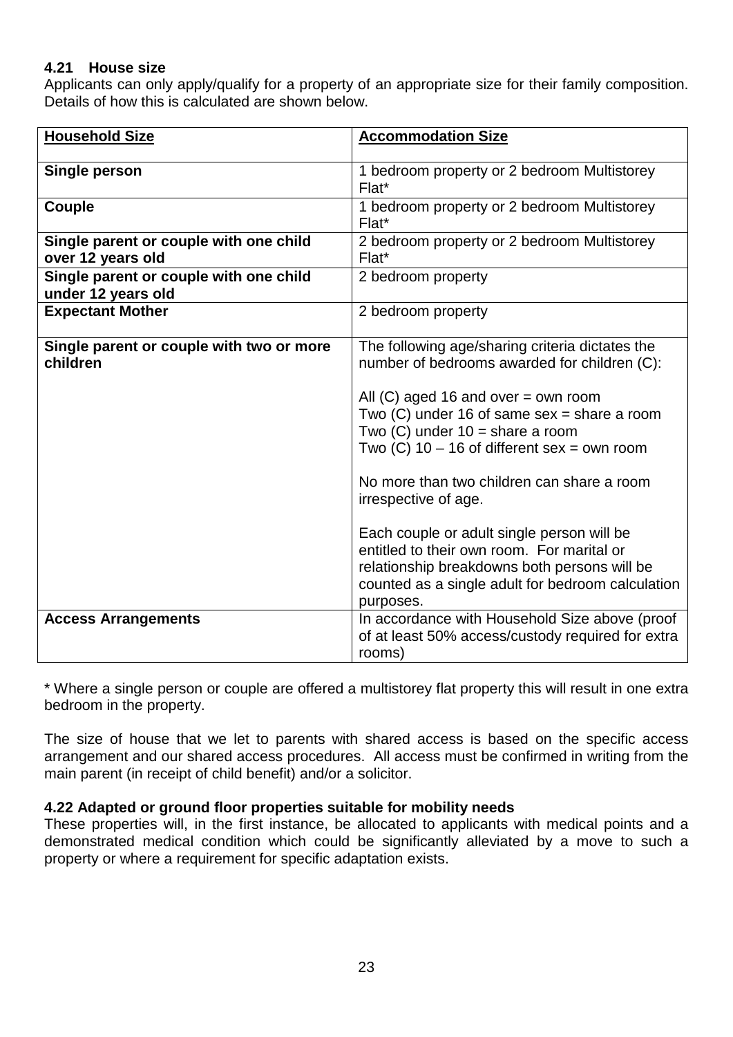### 4.21 House size

Applicants can only apply/qualify for a property of an appropriate size for their family composition. Details of how this is calculated are shown below.

| **Household Size** | **Accommodation Size** |
|---|---|
| **Single person** | 1 bedroom property or 2 bedroom Multistorey Flat* |
| **Couple** | 1 bedroom property or 2 bedroom Multistorey Flat* |
| **Single parent or couple with one child over 12 years old** | 2 bedroom property or 2 bedroom Multistorey Flat* |
| **Single parent or couple with one child under 12 years old** | 2 bedroom property |
| **Expectant Mother** | 2 bedroom property |
| **Single parent or couple with two or more children** | The following age/sharing criteria dictates the number of bedrooms awarded for children (C):<br><br>All (C) aged 16 and over = own room<br>Two (C) under 16 of same sex = share a room<br>Two (C) under 10 = share a room<br>Two (C) 10 – 16 of different sex = own room<br><br>No more than two children can share a room irrespective of age.<br><br>Each couple or adult single person will be entitled to their own room. For marital or relationship breakdowns both persons will be counted as a single adult for bedroom calculation purposes. |
| **Access Arrangements** | In accordance with Household Size above (proof of at least 50% access/custody required for extra rooms) |

* Where a single person or couple are offered a multistorey flat property this will result in one extra bedroom in the property.

The size of house that we let to parents with shared access is based on the specific access arrangement and our shared access procedures. All access must be confirmed in writing from the main parent (in receipt of child benefit) and/or a solicitor.

### 4.22 Adapted or ground floor properties suitable for mobility needs

These properties will, in the first instance, be allocated to applicants with medical points and a demonstrated medical condition which could be significantly alleviated by a move to such a property or where a requirement for specific adaptation exists.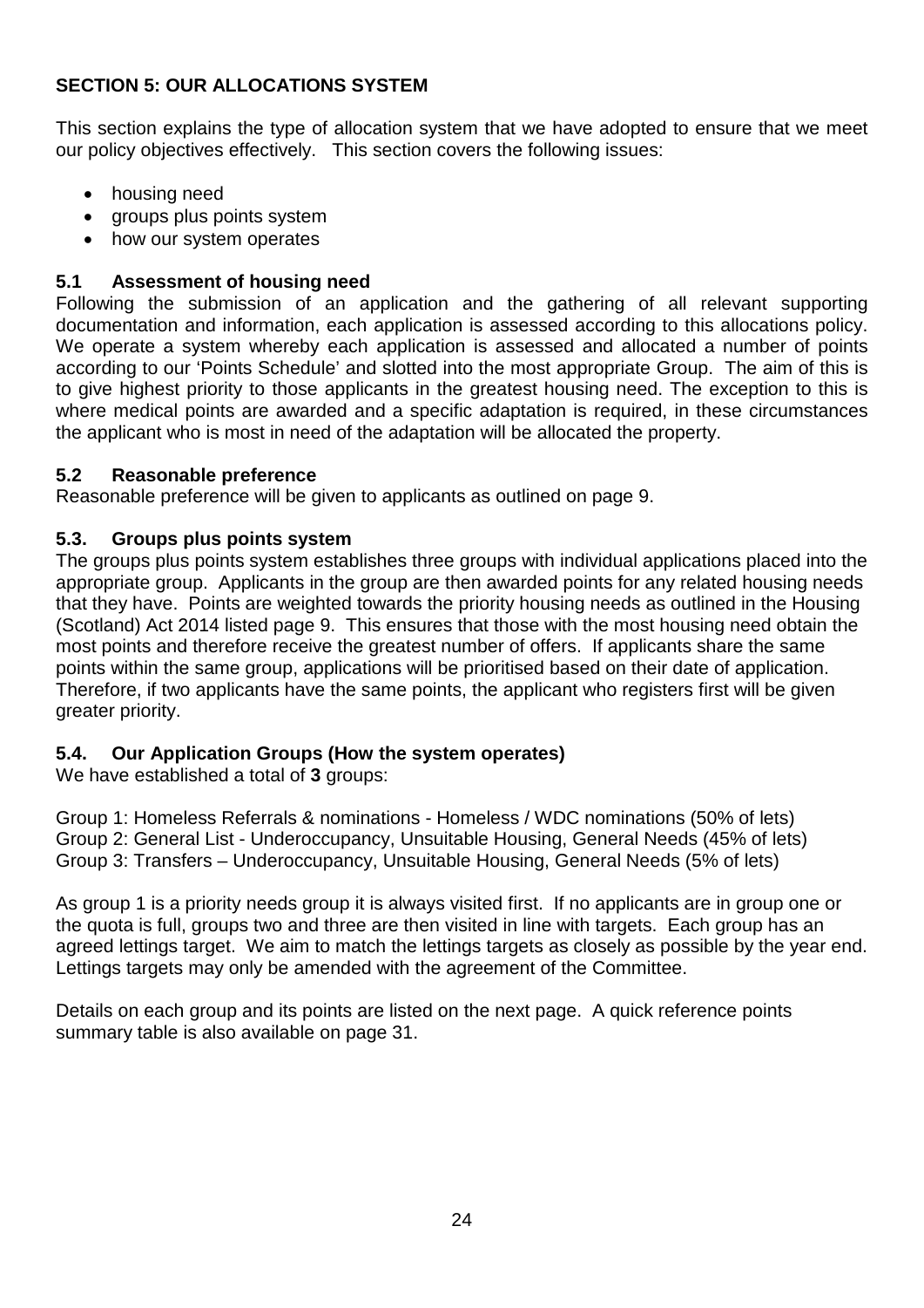## SECTION 5: OUR ALLOCATIONS SYSTEM

This section explains the type of allocation system that we have adopted to ensure that we meet our policy objectives effectively. This section covers the following issues:

- housing need
- groups plus points system
- how our system operates

### 5.1 Assessment of housing need

Following the submission of an application and the gathering of all relevant supporting documentation and information, each application is assessed according to this allocations policy. We operate a system whereby each application is assessed and allocated a number of points according to our 'Points Schedule' and slotted into the most appropriate Group. The aim of this is to give highest priority to those applicants in the greatest housing need. The exception to this is where medical points are awarded and a specific adaptation is required, in these circumstances the applicant who is most in need of the adaptation will be allocated the property.

### 5.2 Reasonable preference

Reasonable preference will be given to applicants as outlined on page 9.

### 5.3. Groups plus points system

The groups plus points system establishes three groups with individual applications placed into the appropriate group. Applicants in the group are then awarded points for any related housing needs that they have. Points are weighted towards the priority housing needs as outlined in the Housing (Scotland) Act 2014 listed page 9. This ensures that those with the most housing need obtain the most points and therefore receive the greatest number of offers. If applicants share the same points within the same group, applications will be prioritised based on their date of application. Therefore, if two applicants have the same points, the applicant who registers first will be given greater priority.

### 5.4. Our Application Groups (How the system operates)

We have established a total of **3** groups:

Group 1: Homeless Referrals & nominations - Homeless / WDC nominations (50% of lets)
Group 2: General List - Underoccupancy, Unsuitable Housing, General Needs (45% of lets)
Group 3: Transfers – Underoccupancy, Unsuitable Housing, General Needs (5% of lets)

As group 1 is a priority needs group it is always visited first. If no applicants are in group one or the quota is full, groups two and three are then visited in line with targets. Each group has an agreed lettings target. We aim to match the lettings targets as closely as possible by the year end. Lettings targets may only be amended with the agreement of the Committee.

Details on each group and its points are listed on the next page. A quick reference points summary table is also available on page 31.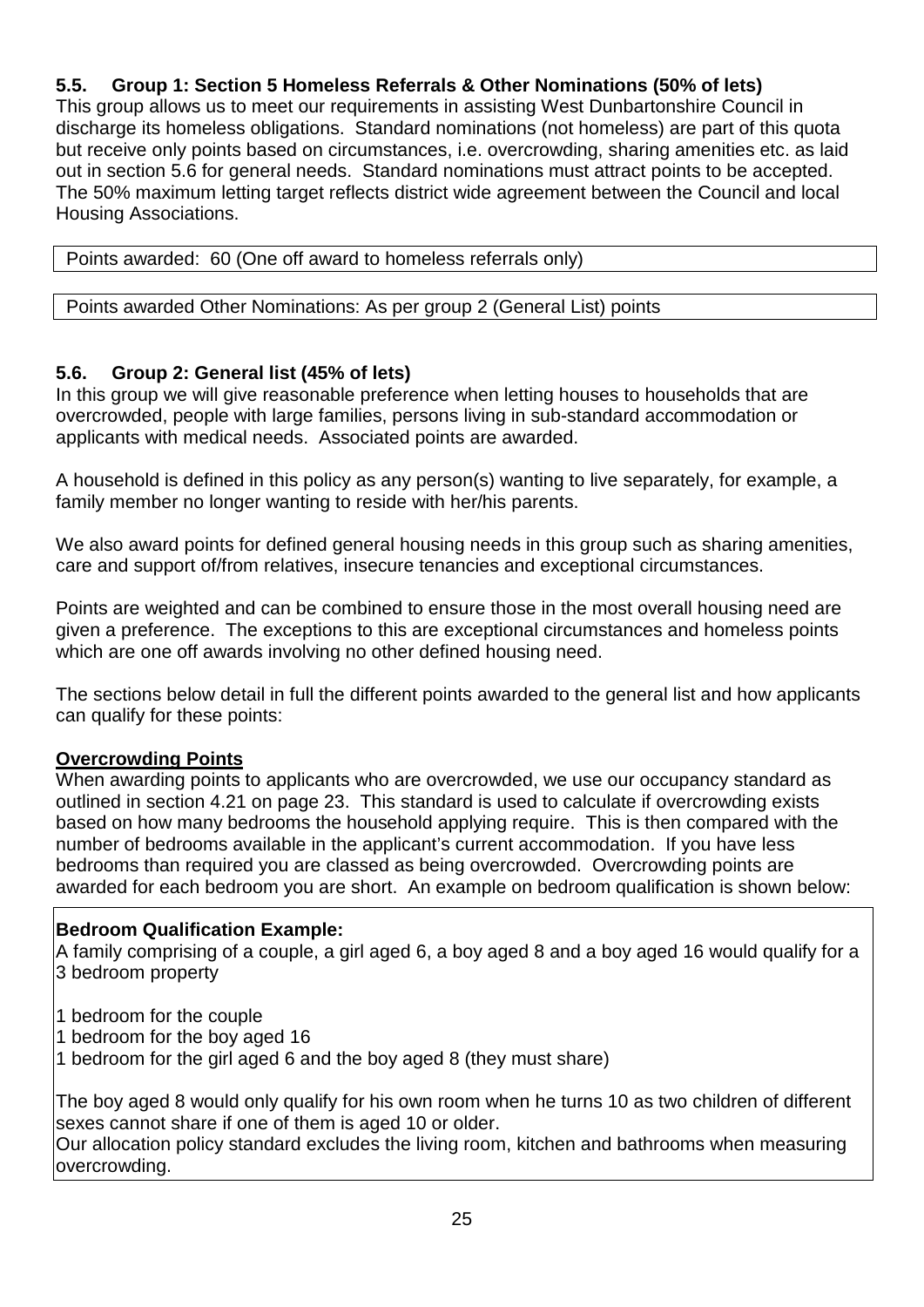### 5.5. Group 1: Section 5 Homeless Referrals & Other Nominations (50% of lets)

This group allows us to meet our requirements in assisting West Dunbartonshire Council in discharge its homeless obligations. Standard nominations (not homeless) are part of this quota but receive only points based on circumstances, i.e. overcrowding, sharing amenities etc. as laid out in section 5.6 for general needs. Standard nominations must attract points to be accepted. The 50% maximum letting target reflects district wide agreement between the Council and local Housing Associations.

Points awarded: 60 (One off award to homeless referrals only)

Points awarded Other Nominations: As per group 2 (General List) points

### 5.6. Group 2: General list (45% of lets)

In this group we will give reasonable preference when letting houses to households that are overcrowded, people with large families, persons living in sub-standard accommodation or applicants with medical needs. Associated points are awarded.

A household is defined in this policy as any person(s) wanting to live separately, for example, a family member no longer wanting to reside with her/his parents.

We also award points for defined general housing needs in this group such as sharing amenities, care and support of/from relatives, insecure tenancies and exceptional circumstances.

Points are weighted and can be combined to ensure those in the most overall housing need are given a preference. The exceptions to this are exceptional circumstances and homeless points which are one off awards involving no other defined housing need.

The sections below detail in full the different points awarded to the general list and how applicants can qualify for these points:

**Overcrowding Points**

When awarding points to applicants who are overcrowded, we use our occupancy standard as outlined in section 4.21 on page 23. This standard is used to calculate if overcrowding exists based on how many bedrooms the household applying require. This is then compared with the number of bedrooms available in the applicant's current accommodation. If you have less bedrooms than required you are classed as being overcrowded. Overcrowding points are awarded for each bedroom you are short. An example on bedroom qualification is shown below:

**Bedroom Qualification Example:**

A family comprising of a couple, a girl aged 6, a boy aged 8 and a boy aged 16 would qualify for a 3 bedroom property

1 bedroom for the couple
1 bedroom for the boy aged 16
1 bedroom for the girl aged 6 and the boy aged 8 (they must share)

The boy aged 8 would only qualify for his own room when he turns 10 as two children of different sexes cannot share if one of them is aged 10 or older.
Our allocation policy standard excludes the living room, kitchen and bathrooms when measuring overcrowding.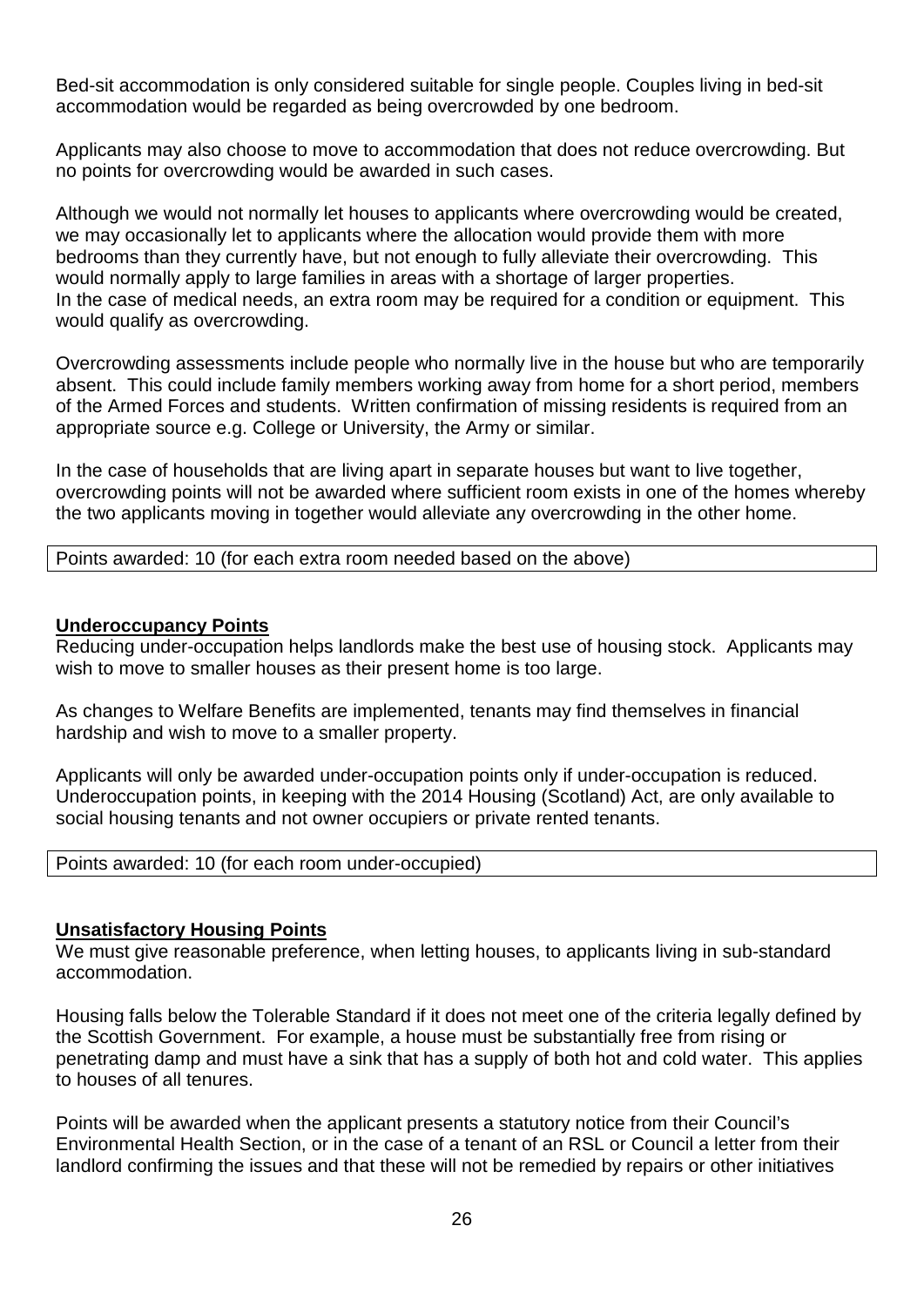Bed-sit accommodation is only considered suitable for single people. Couples living in bed-sit accommodation would be regarded as being overcrowded by one bedroom.

Applicants may also choose to move to accommodation that does not reduce overcrowding. But no points for overcrowding would be awarded in such cases.

Although we would not normally let houses to applicants where overcrowding would be created, we may occasionally let to applicants where the allocation would provide them with more bedrooms than they currently have, but not enough to fully alleviate their overcrowding. This would normally apply to large families in areas with a shortage of larger properties.
In the case of medical needs, an extra room may be required for a condition or equipment. This would qualify as overcrowding.

Overcrowding assessments include people who normally live in the house but who are temporarily absent. This could include family members working away from home for a short period, members of the Armed Forces and students. Written confirmation of missing residents is required from an appropriate source e.g. College or University, the Army or similar.

In the case of households that are living apart in separate houses but want to live together, overcrowding points will not be awarded where sufficient room exists in one of the homes whereby the two applicants moving in together would alleviate any overcrowding in the other home.

| Points awarded: 10 (for each extra room needed based on the above) |
|---|

**Underoccupancy Points**

Reducing under-occupation helps landlords make the best use of housing stock. Applicants may wish to move to smaller houses as their present home is too large.

As changes to Welfare Benefits are implemented, tenants may find themselves in financial hardship and wish to move to a smaller property.

Applicants will only be awarded under-occupation points only if under-occupation is reduced. Underoccupation points, in keeping with the 2014 Housing (Scotland) Act, are only available to social housing tenants and not owner occupiers or private rented tenants.

| Points awarded: 10 (for each room under-occupied) |
|---|

**Unsatisfactory Housing Points**

We must give reasonable preference, when letting houses, to applicants living in sub-standard accommodation.

Housing falls below the Tolerable Standard if it does not meet one of the criteria legally defined by the Scottish Government. For example, a house must be substantially free from rising or penetrating damp and must have a sink that has a supply of both hot and cold water. This applies to houses of all tenures.

Points will be awarded when the applicant presents a statutory notice from their Council's Environmental Health Section, or in the case of a tenant of an RSL or Council a letter from their landlord confirming the issues and that these will not be remedied by repairs or other initiatives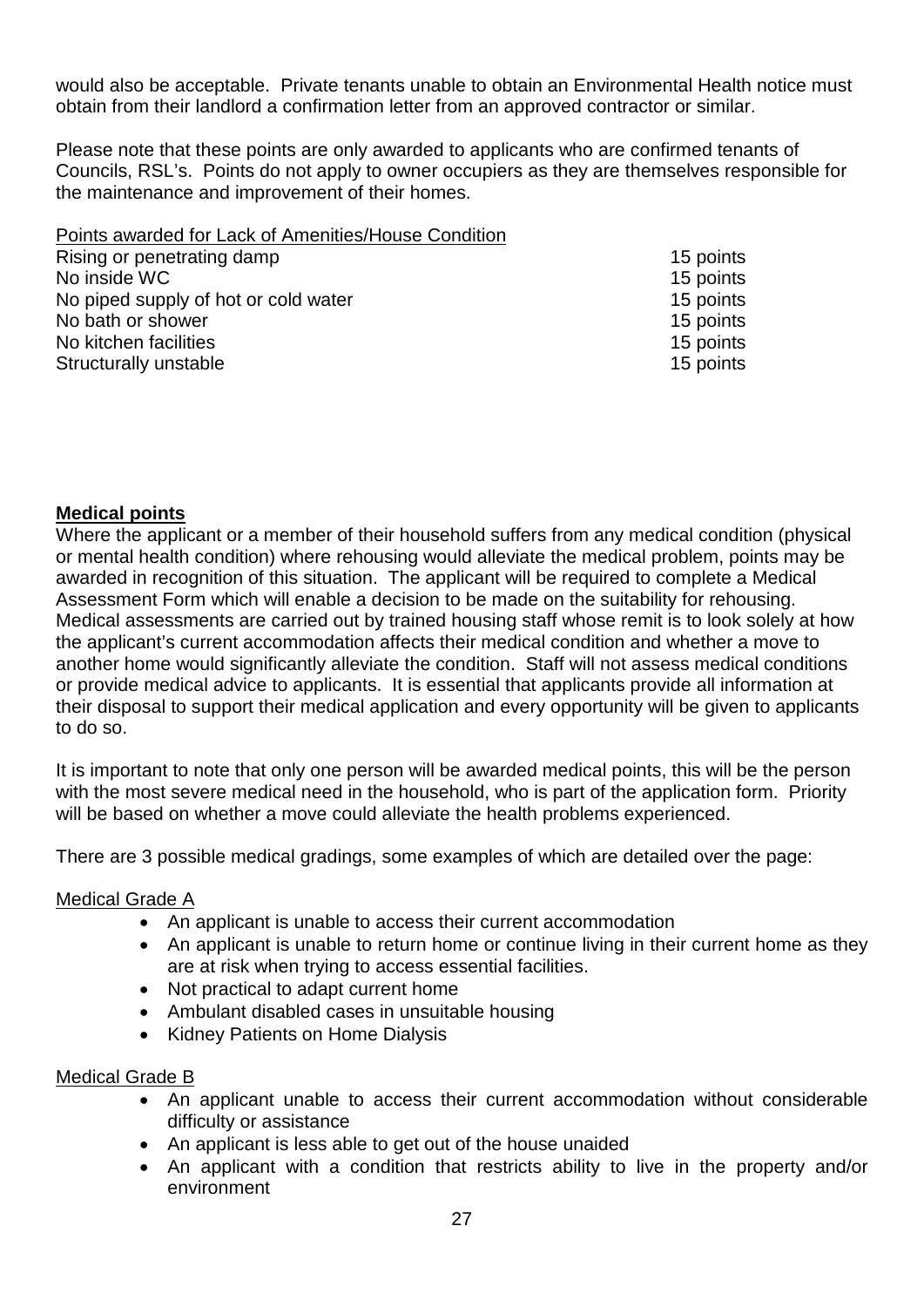would also be acceptable. Private tenants unable to obtain an Environmental Health notice must obtain from their landlord a confirmation letter from an approved contractor or similar.

Please note that these points are only awarded to applicants who are confirmed tenants of Councils, RSL's. Points do not apply to owner occupiers as they are themselves responsible for the maintenance and improvement of their homes.

Points awarded for Lack of Amenities/House Condition

| | |
|---|---|
| Rising or penetrating damp | 15 points |
| No inside WC | 15 points |
| No piped supply of hot or cold water | 15 points |
| No bath or shower | 15 points |
| No kitchen facilities | 15 points |
| Structurally unstable | 15 points |

**Medical points**

Where the applicant or a member of their household suffers from any medical condition (physical or mental health condition) where rehousing would alleviate the medical problem, points may be awarded in recognition of this situation. The applicant will be required to complete a Medical Assessment Form which will enable a decision to be made on the suitability for rehousing. Medical assessments are carried out by trained housing staff whose remit is to look solely at how the applicant's current accommodation affects their medical condition and whether a move to another home would significantly alleviate the condition. Staff will not assess medical conditions or provide medical advice to applicants. It is essential that applicants provide all information at their disposal to support their medical application and every opportunity will be given to applicants to do so.

It is important to note that only one person will be awarded medical points, this will be the person with the most severe medical need in the household, who is part of the application form. Priority will be based on whether a move could alleviate the health problems experienced.

There are 3 possible medical gradings, some examples of which are detailed over the page:

Medical Grade A

- An applicant is unable to access their current accommodation
- An applicant is unable to return home or continue living in their current home as they are at risk when trying to access essential facilities.
- Not practical to adapt current home
- Ambulant disabled cases in unsuitable housing
- Kidney Patients on Home Dialysis

Medical Grade B

- An applicant unable to access their current accommodation without considerable difficulty or assistance
- An applicant is less able to get out of the house unaided
- An applicant with a condition that restricts ability to live in the property and/or environment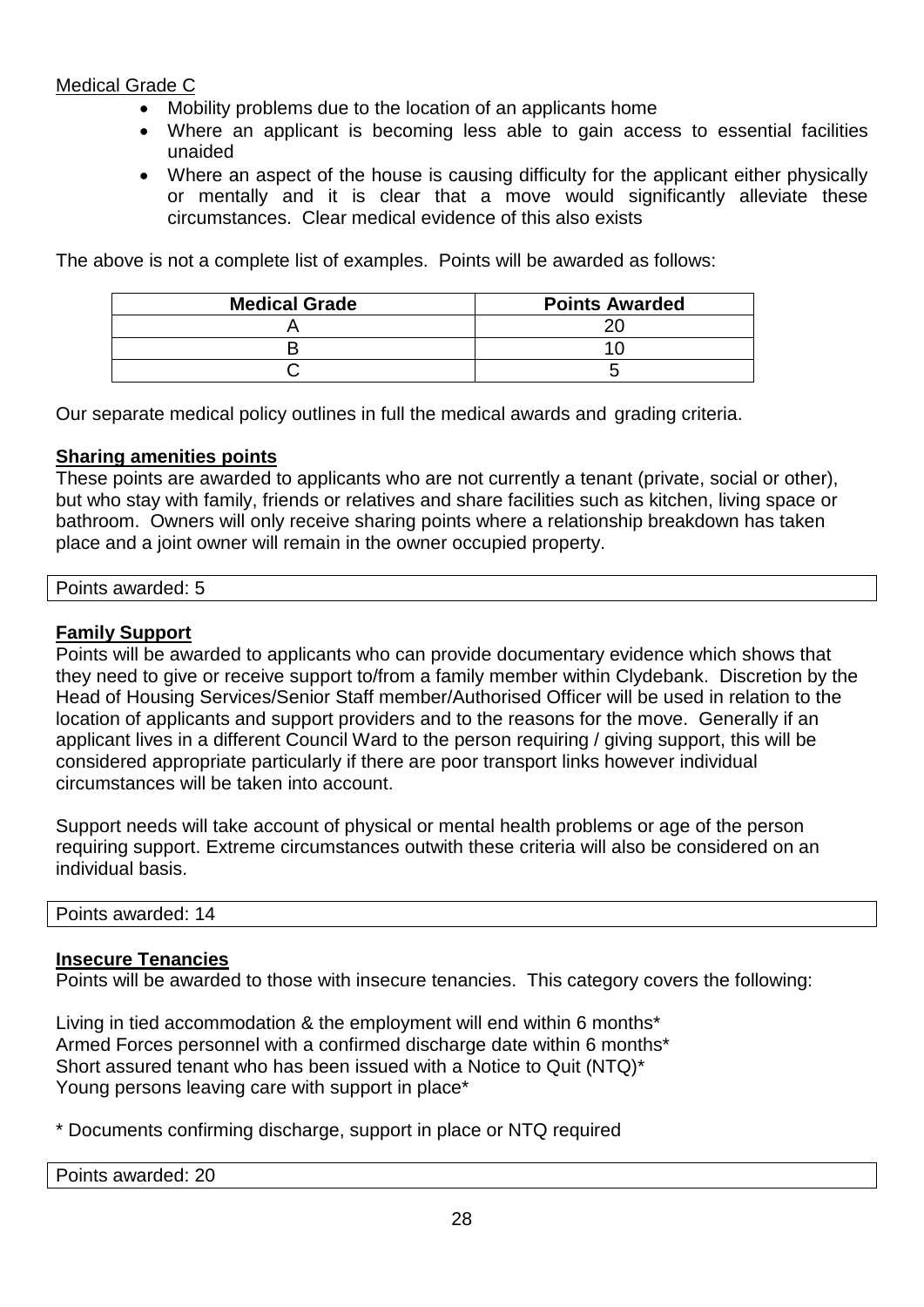Medical Grade C

- Mobility problems due to the location of an applicants home
- Where an applicant is becoming less able to gain access to essential facilities unaided
- Where an aspect of the house is causing difficulty for the applicant either physically or mentally and it is clear that a move would significantly alleviate these circumstances. Clear medical evidence of this also exists

The above is not a complete list of examples. Points will be awarded as follows:

| Medical Grade | Points Awarded |
| --- | --- |
| A | 20 |
| B | 10 |
| C | 5 |

Our separate medical policy outlines in full the medical awards and grading criteria.

**Sharing amenities points**

These points are awarded to applicants who are not currently a tenant (private, social or other), but who stay with family, friends or relatives and share facilities such as kitchen, living space or bathroom. Owners will only receive sharing points where a relationship breakdown has taken place and a joint owner will remain in the owner occupied property.

Points awarded: 5

**Family Support**

Points will be awarded to applicants who can provide documentary evidence which shows that they need to give or receive support to/from a family member within Clydebank. Discretion by the Head of Housing Services/Senior Staff member/Authorised Officer will be used in relation to the location of applicants and support providers and to the reasons for the move. Generally if an applicant lives in a different Council Ward to the person requiring / giving support, this will be considered appropriate particularly if there are poor transport links however individual circumstances will be taken into account.

Support needs will take account of physical or mental health problems or age of the person requiring support. Extreme circumstances outwith these criteria will also be considered on an individual basis.

Points awarded: 14

**Insecure Tenancies**

Points will be awarded to those with insecure tenancies. This category covers the following:

Living in tied accommodation & the employment will end within 6 months*
Armed Forces personnel with a confirmed discharge date within 6 months*
Short assured tenant who has been issued with a Notice to Quit (NTQ)*
Young persons leaving care with support in place*

\* Documents confirming discharge, support in place or NTQ required

Points awarded: 20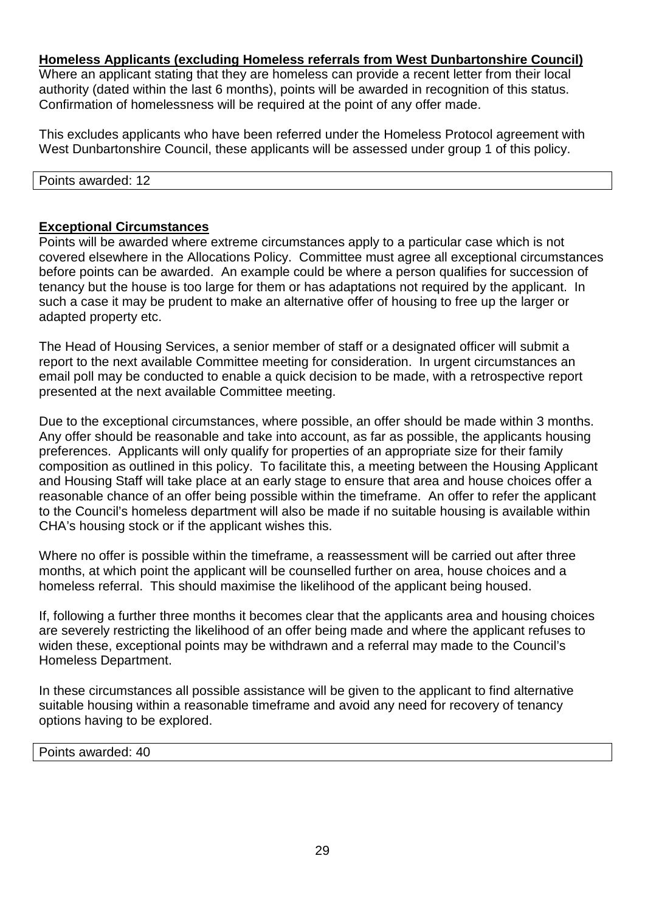**Homeless Applicants (excluding Homeless referrals from West Dunbartonshire Council)**

Where an applicant stating that they are homeless can provide a recent letter from their local authority (dated within the last 6 months), points will be awarded in recognition of this status. Confirmation of homelessness will be required at the point of any offer made.

This excludes applicants who have been referred under the Homeless Protocol agreement with West Dunbartonshire Council, these applicants will be assessed under group 1 of this policy.

| Points awarded: 12 |
|---|

**Exceptional Circumstances**

Points will be awarded where extreme circumstances apply to a particular case which is not covered elsewhere in the Allocations Policy. Committee must agree all exceptional circumstances before points can be awarded. An example could be where a person qualifies for succession of tenancy but the house is too large for them or has adaptations not required by the applicant. In such a case it may be prudent to make an alternative offer of housing to free up the larger or adapted property etc.

The Head of Housing Services, a senior member of staff or a designated officer will submit a report to the next available Committee meeting for consideration. In urgent circumstances an email poll may be conducted to enable a quick decision to be made, with a retrospective report presented at the next available Committee meeting.

Due to the exceptional circumstances, where possible, an offer should be made within 3 months. Any offer should be reasonable and take into account, as far as possible, the applicants housing preferences. Applicants will only qualify for properties of an appropriate size for their family composition as outlined in this policy. To facilitate this, a meeting between the Housing Applicant and Housing Staff will take place at an early stage to ensure that area and house choices offer a reasonable chance of an offer being possible within the timeframe. An offer to refer the applicant to the Council's homeless department will also be made if no suitable housing is available within CHA's housing stock or if the applicant wishes this.

Where no offer is possible within the timeframe, a reassessment will be carried out after three months, at which point the applicant will be counselled further on area, house choices and a homeless referral. This should maximise the likelihood of the applicant being housed.

If, following a further three months it becomes clear that the applicants area and housing choices are severely restricting the likelihood of an offer being made and where the applicant refuses to widen these, exceptional points may be withdrawn and a referral may made to the Council's Homeless Department.

In these circumstances all possible assistance will be given to the applicant to find alternative suitable housing within a reasonable timeframe and avoid any need for recovery of tenancy options having to be explored.

| Points awarded: 40 |
|---|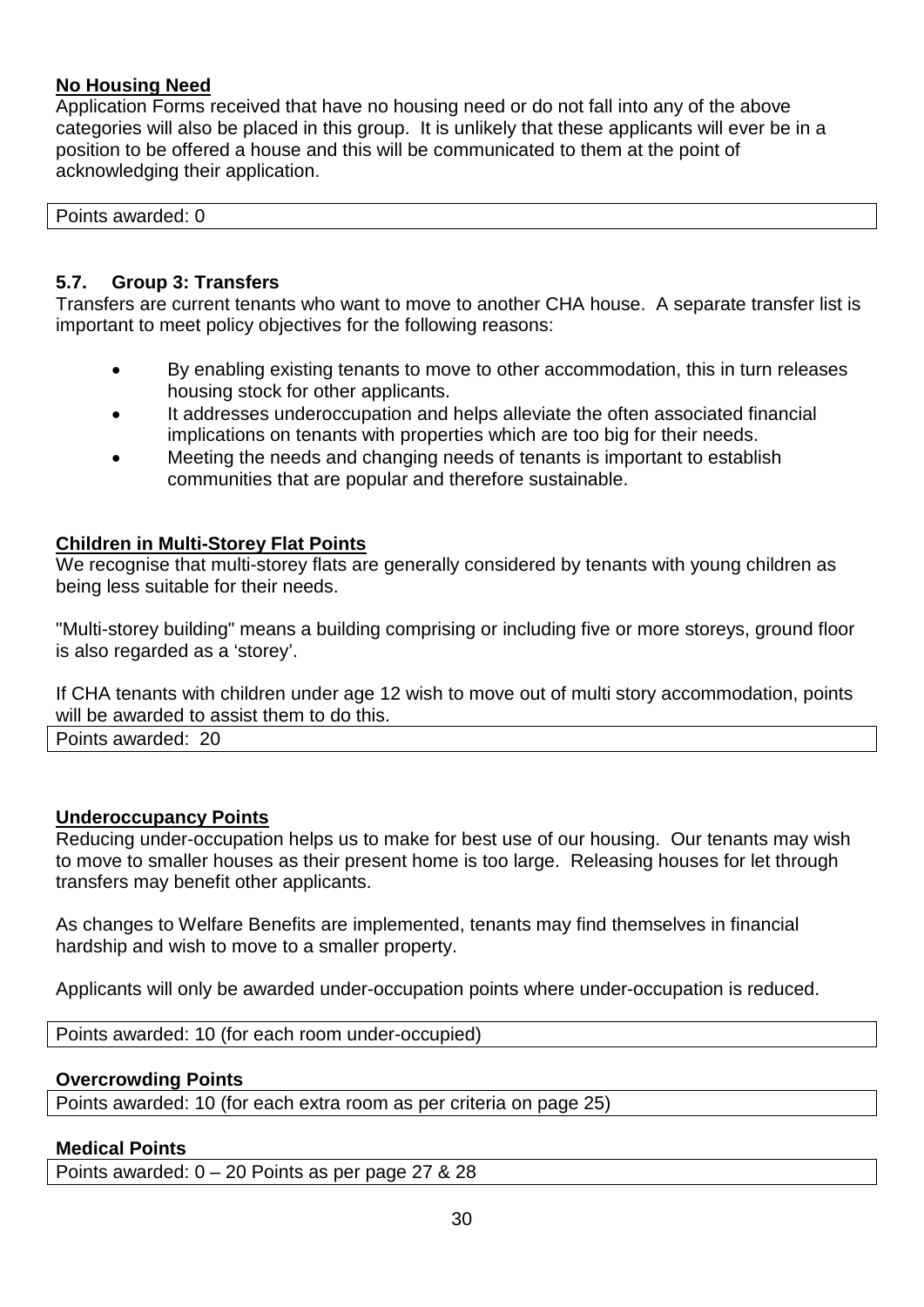**No Housing Need**

Application Forms received that have no housing need or do not fall into any of the above categories will also be placed in this group. It is unlikely that these applicants will ever be in a position to be offered a house and this will be communicated to them at the point of acknowledging their application.

| Points awarded: 0 |
|---|

### 5.7. Group 3: Transfers

Transfers are current tenants who want to move to another CHA house. A separate transfer list is important to meet policy objectives for the following reasons:

- By enabling existing tenants to move to other accommodation, this in turn releases housing stock for other applicants.
- It addresses underoccupation and helps alleviate the often associated financial implications on tenants with properties which are too big for their needs.
- Meeting the needs and changing needs of tenants is important to establish communities that are popular and therefore sustainable.

**Children in Multi-Storey Flat Points**

We recognise that multi-storey flats are generally considered by tenants with young children as being less suitable for their needs.

"Multi-storey building" means a building comprising or including five or more storeys, ground floor is also regarded as a 'storey'.

If CHA tenants with children under age 12 wish to move out of multi story accommodation, points will be awarded to assist them to do this.

| Points awarded: 20 |
|---|

**Underoccupancy Points**

Reducing under-occupation helps us to make for best use of our housing. Our tenants may wish to move to smaller houses as their present home is too large. Releasing houses for let through transfers may benefit other applicants.

As changes to Welfare Benefits are implemented, tenants may find themselves in financial hardship and wish to move to a smaller property.

Applicants will only be awarded under-occupation points where under-occupation is reduced.

| Points awarded: 10 (for each room under-occupied) |
|---|

**Overcrowding Points**

| Points awarded: 10 (for each extra room as per criteria on page 25) |
|---|

**Medical Points**

| Points awarded: 0 – 20 Points as per page 27 & 28 |
|---|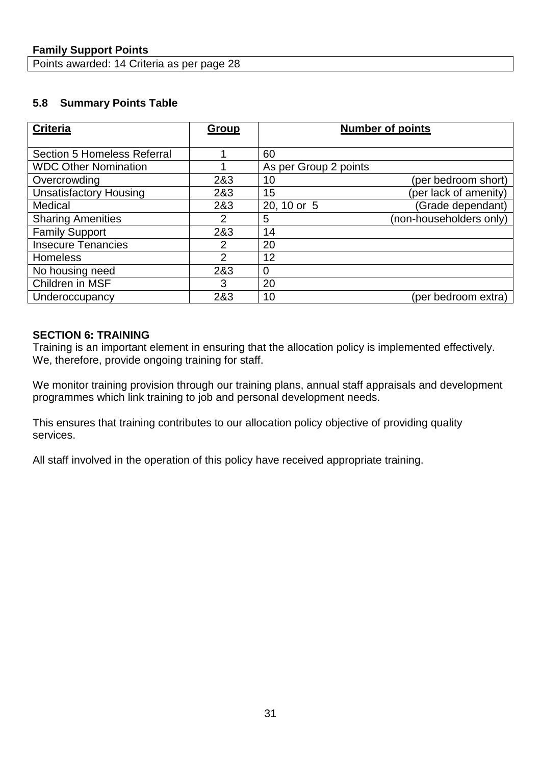**Family Support Points**

Points awarded: 14 Criteria as per page 28

### 5.8 Summary Points Table

| Criteria | Group | Number of points | |
|---|---|---|---|
| Section 5 Homeless Referral | 1 | 60 | |
| WDC Other Nomination | 1 | As per Group 2 points | |
| Overcrowding | 2&3 | 10 | (per bedroom short) |
| Unsatisfactory Housing | 2&3 | 15 | (per lack of amenity) |
| Medical | 2&3 | 20, 10 or 5 | (Grade dependant) |
| Sharing Amenities | 2 | 5 | (non-householders only) |
| Family Support | 2&3 | 14 | |
| Insecure Tenancies | 2 | 20 | |
| Homeless | 2 | 12 | |
| No housing need | 2&3 | 0 | |
| Children in MSF | 3 | 20 | |
| Underoccupancy | 2&3 | 10 | (per bedroom extra) |

## SECTION 6: TRAINING

Training is an important element in ensuring that the allocation policy is implemented effectively. We, therefore, provide ongoing training for staff.

We monitor training provision through our training plans, annual staff appraisals and development programmes which link training to job and personal development needs.

This ensures that training contributes to our allocation policy objective of providing quality services.

All staff involved in the operation of this policy have received appropriate training.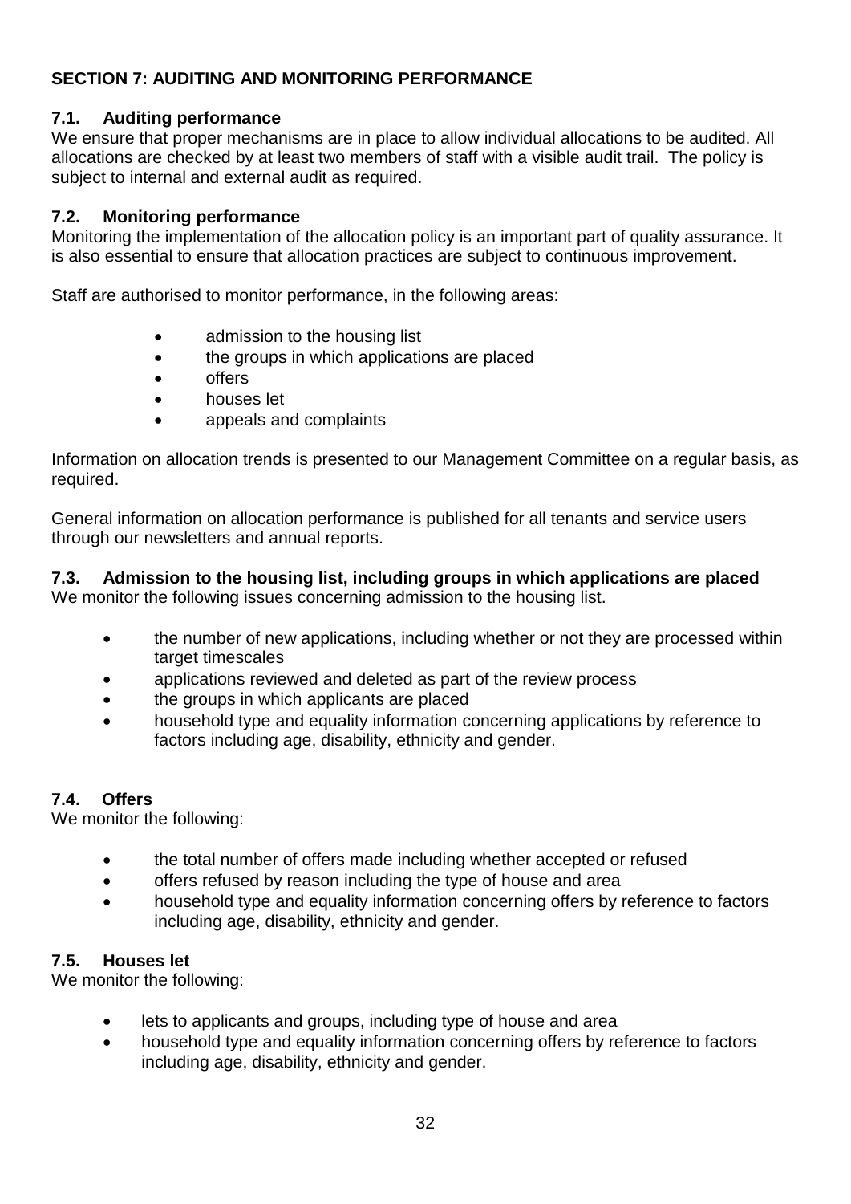## SECTION 7: AUDITING AND MONITORING PERFORMANCE

### 7.1. Auditing performance

We ensure that proper mechanisms are in place to allow individual allocations to be audited. All allocations are checked by at least two members of staff with a visible audit trail. The policy is subject to internal and external audit as required.

### 7.2. Monitoring performance

Monitoring the implementation of the allocation policy is an important part of quality assurance. It is also essential to ensure that allocation practices are subject to continuous improvement.

Staff are authorised to monitor performance, in the following areas:

- admission to the housing list
- the groups in which applications are placed
- offers
- houses let
- appeals and complaints

Information on allocation trends is presented to our Management Committee on a regular basis, as required.

General information on allocation performance is published for all tenants and service users through our newsletters and annual reports.

### 7.3. Admission to the housing list, including groups in which applications are placed

We monitor the following issues concerning admission to the housing list.

- the number of new applications, including whether or not they are processed within target timescales
- applications reviewed and deleted as part of the review process
- the groups in which applicants are placed
- household type and equality information concerning applications by reference to factors including age, disability, ethnicity and gender.

### 7.4. Offers

We monitor the following:

- the total number of offers made including whether accepted or refused
- offers refused by reason including the type of house and area
- household type and equality information concerning offers by reference to factors including age, disability, ethnicity and gender.

### 7.5. Houses let

We monitor the following:

- lets to applicants and groups, including type of house and area
- household type and equality information concerning offers by reference to factors including age, disability, ethnicity and gender.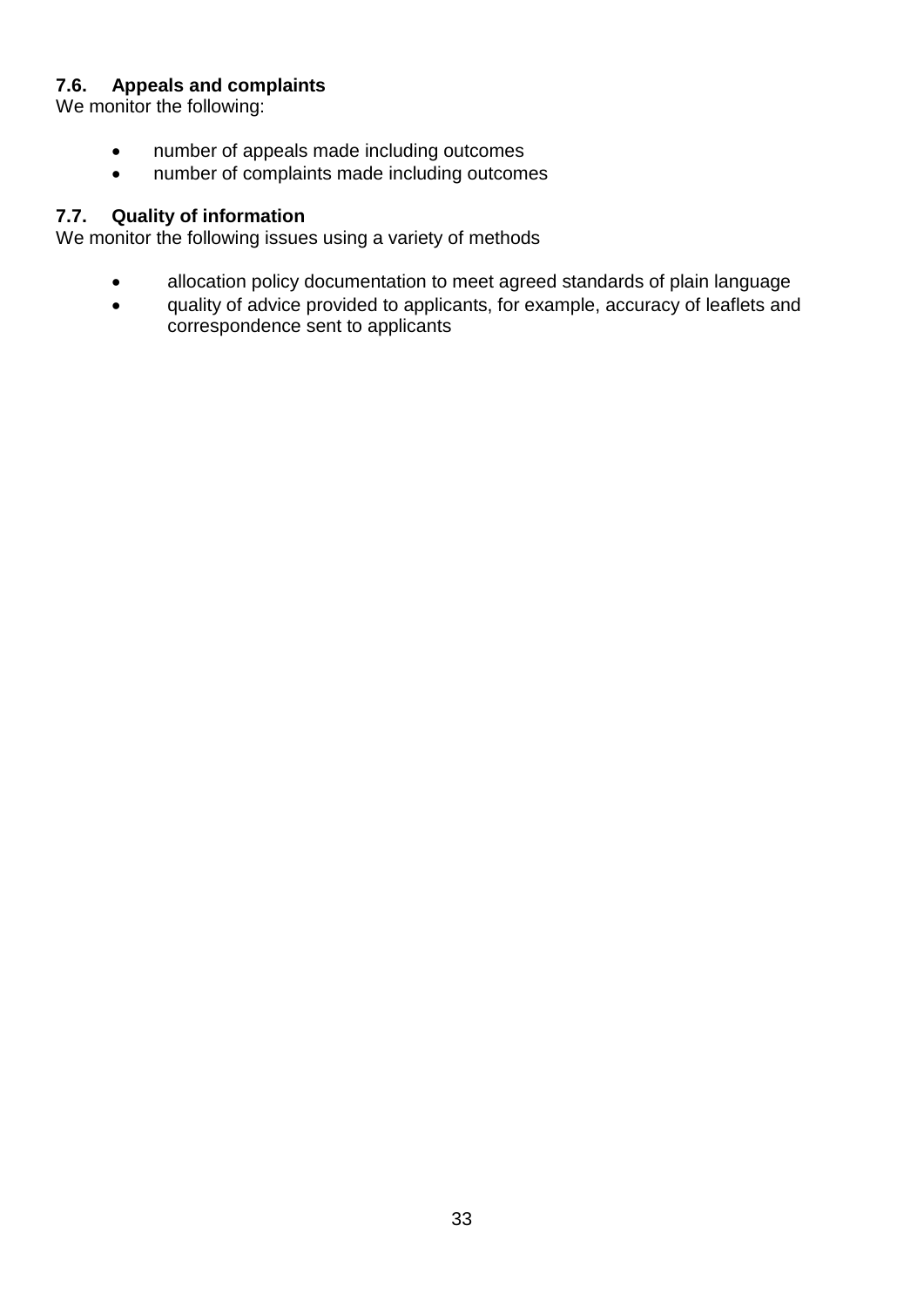### 7.6. Appeals and complaints

We monitor the following:

- number of appeals made including outcomes
- number of complaints made including outcomes

### 7.7. Quality of information

We monitor the following issues using a variety of methods

- allocation policy documentation to meet agreed standards of plain language
- quality of advice provided to applicants, for example, accuracy of leaflets and correspondence sent to applicants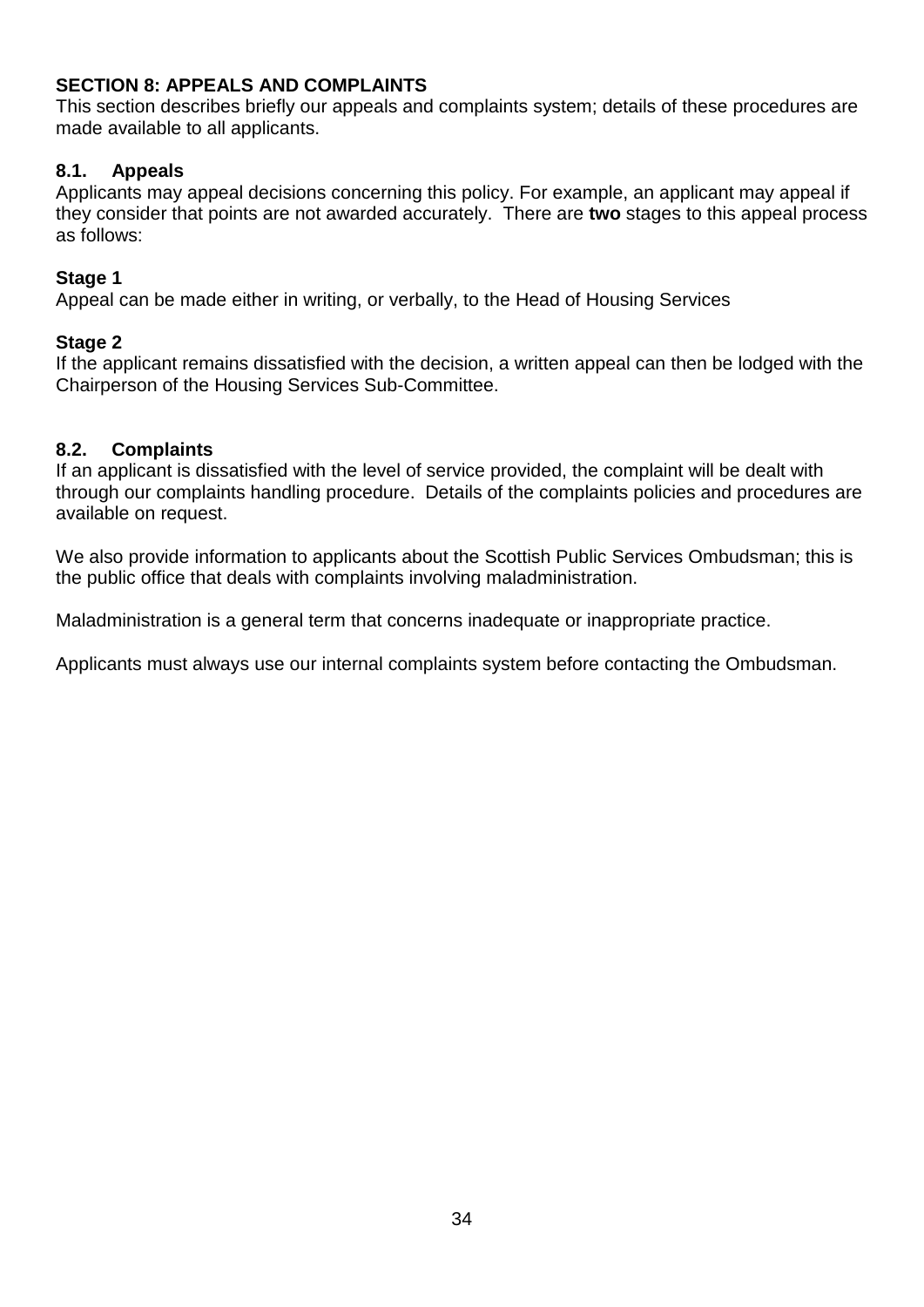## SECTION 8: APPEALS AND COMPLAINTS

This section describes briefly our appeals and complaints system; details of these procedures are made available to all applicants.

### 8.1. Appeals

Applicants may appeal decisions concerning this policy. For example, an applicant may appeal if they consider that points are not awarded accurately. There are **two** stages to this appeal process as follows:

**Stage 1**

Appeal can be made either in writing, or verbally, to the Head of Housing Services

**Stage 2**

If the applicant remains dissatisfied with the decision, a written appeal can then be lodged with the Chairperson of the Housing Services Sub-Committee.

### 8.2. Complaints

If an applicant is dissatisfied with the level of service provided, the complaint will be dealt with through our complaints handling procedure. Details of the complaints policies and procedures are available on request.

We also provide information to applicants about the Scottish Public Services Ombudsman; this is the public office that deals with complaints involving maladministration.

Maladministration is a general term that concerns inadequate or inappropriate practice.

Applicants must always use our internal complaints system before contacting the Ombudsman.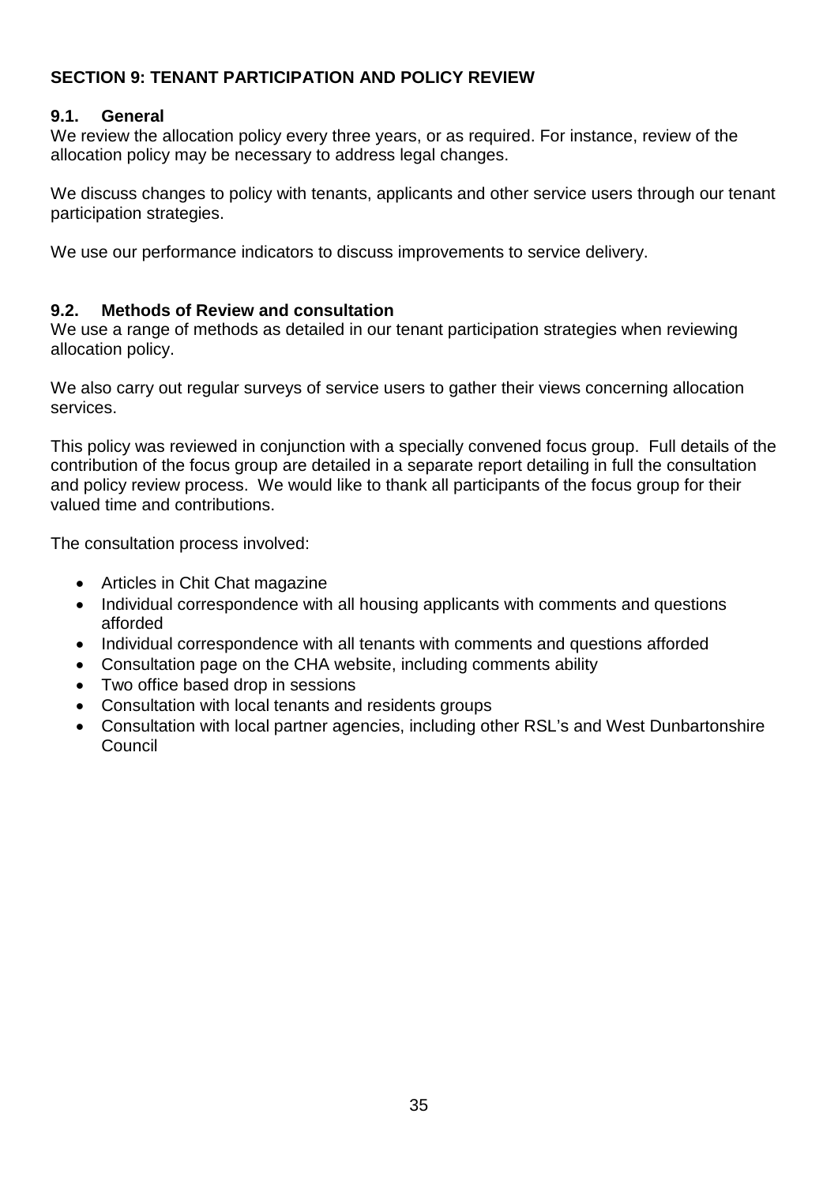## SECTION 9: TENANT PARTICIPATION AND POLICY REVIEW

### 9.1. General

We review the allocation policy every three years, or as required. For instance, review of the allocation policy may be necessary to address legal changes.

We discuss changes to policy with tenants, applicants and other service users through our tenant participation strategies.

We use our performance indicators to discuss improvements to service delivery.

### 9.2. Methods of Review and consultation

We use a range of methods as detailed in our tenant participation strategies when reviewing allocation policy.

We also carry out regular surveys of service users to gather their views concerning allocation services.

This policy was reviewed in conjunction with a specially convened focus group. Full details of the contribution of the focus group are detailed in a separate report detailing in full the consultation and policy review process. We would like to thank all participants of the focus group for their valued time and contributions.

The consultation process involved:

- Articles in Chit Chat magazine
- Individual correspondence with all housing applicants with comments and questions afforded
- Individual correspondence with all tenants with comments and questions afforded
- Consultation page on the CHA website, including comments ability
- Two office based drop in sessions
- Consultation with local tenants and residents groups
- Consultation with local partner agencies, including other RSL's and West Dunbartonshire Council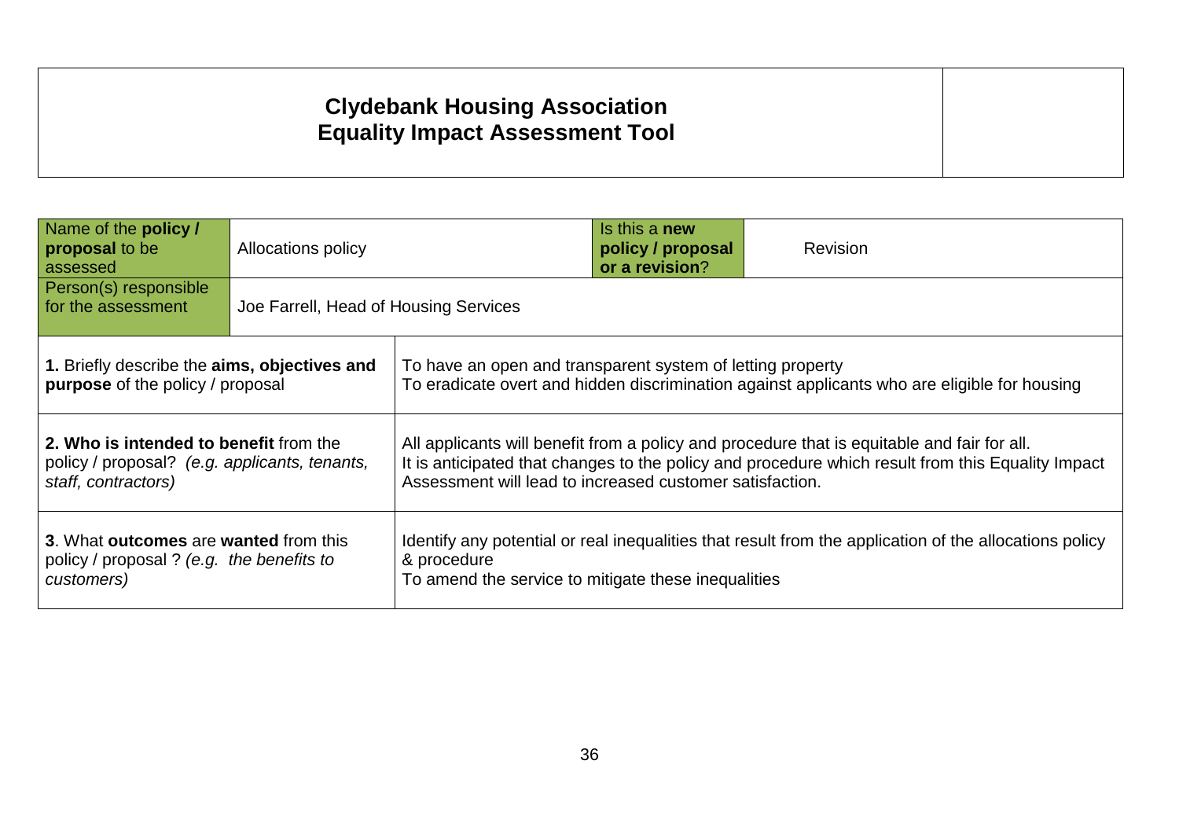# Clydebank Housing Association
# Equality Impact Assessment Tool

| Name of the **policy / proposal** to be assessed | Allocations policy | Is this a **new policy / proposal or a revision**? | Revision |
|---|---|---|---|
| Person(s) responsible for the assessment | Joe Farrell, Head of Housing Services | | |

| | |
|---|---|
| **1.** Briefly describe the **aims, objectives and purpose** of the policy / proposal | To have an open and transparent system of letting property<br>To eradicate overt and hidden discrimination against applicants who are eligible for housing |
| **2. Who is intended to benefit** from the policy / proposal? *(e.g. applicants, tenants, staff, contractors)* | All applicants will benefit from a policy and procedure that is equitable and fair for all.<br>It is anticipated that changes to the policy and procedure which result from this Equality Impact Assessment will lead to increased customer satisfaction. |
| **3**. What **outcomes** are **wanted** from this policy / proposal ? *(e.g. the benefits to customers)* | Identify any potential or real inequalities that result from the application of the allocations policy & procedure<br>To amend the service to mitigate these inequalities |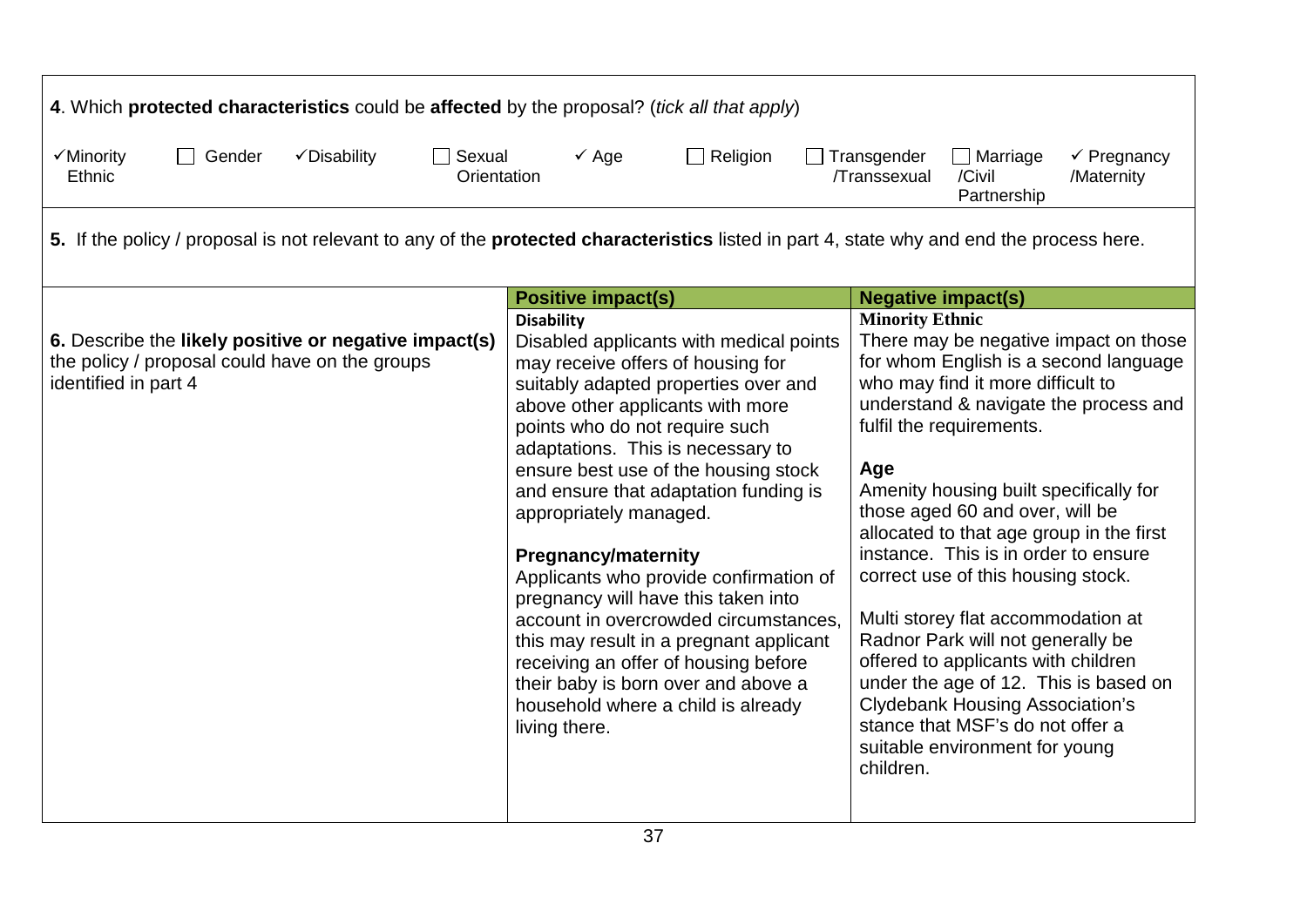| 4. Which **protected characteristics** could be **affected** by the proposal? (*tick all that apply*) | | |
|---|---|---|
| ✓ Minority Ethnic ☐ Gender ✓ Disability ☐ Sexual Orientation ✓ Age ☐ Religion ☐ Transgender /Transsexual ☐ Marriage /Civil Partnership ✓ Pregnancy /Maternity | | |
| **5.** If the policy / proposal is not relevant to any of the **protected characteristics** listed in part 4, state why and end the process here. | | |
| | **Positive impact(s)** | **Negative impact(s)** |
| **6.** Describe the **likely positive or negative impact(s)** the policy / proposal could have on the groups identified in part 4 | **Disability**<br>Disabled applicants with medical points may receive offers of housing for suitably adapted properties over and above other applicants with more points who do not require such adaptations. This is necessary to ensure best use of the housing stock and ensure that adaptation funding is appropriately managed.<br><br>**Pregnancy/maternity**<br>Applicants who provide confirmation of pregnancy will have this taken into account in overcrowded circumstances, this may result in a pregnant applicant receiving an offer of housing before their baby is born over and above a household where a child is already living there. | **Minority Ethnic**<br>There may be negative impact on those for whom English is a second language who may find it more difficult to understand & navigate the process and fulfil the requirements.<br><br>**Age**<br>Amenity housing built specifically for those aged 60 and over, will be allocated to that age group in the first instance. This is in order to ensure correct use of this housing stock.<br><br>Multi storey flat accommodation at Radnor Park will not generally be offered to applicants with children under the age of 12. This is based on Clydebank Housing Association's stance that MSF's do not offer a suitable environment for young children. |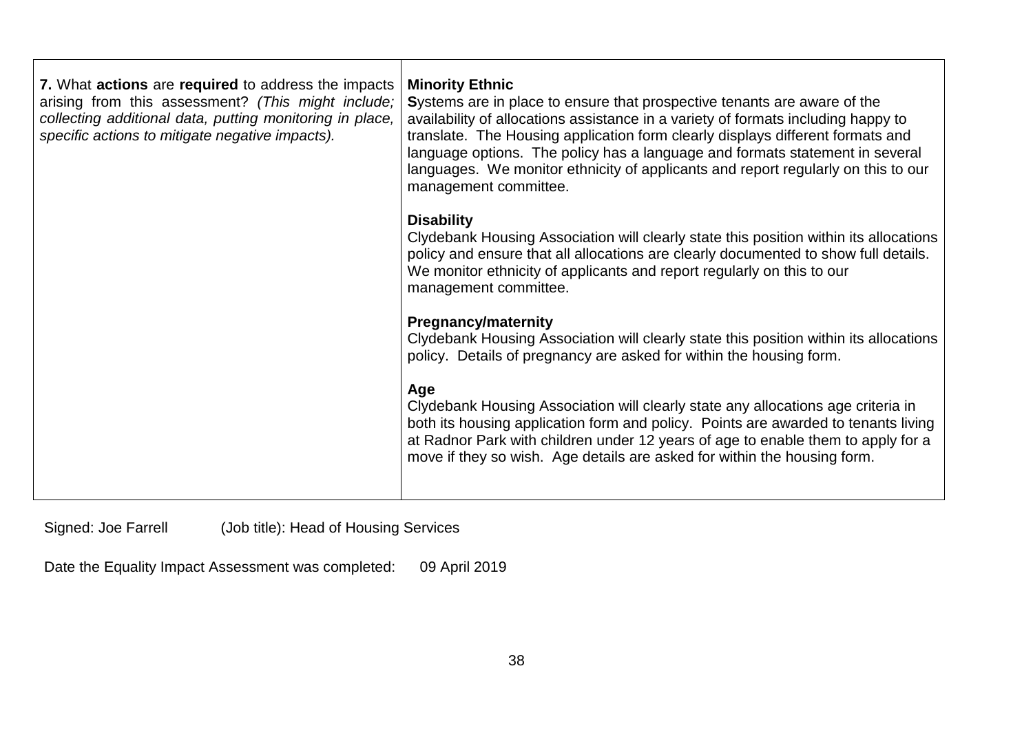| | |
|---|---|
| **7.** What **actions** are **required** to address the impacts arising from this assessment? *(This might include; collecting additional data, putting monitoring in place, specific actions to mitigate negative impacts).* | **Minority Ethnic**<br>**S**ystems are in place to ensure that prospective tenants are aware of the availability of allocations assistance in a variety of formats including happy to translate. The Housing application form clearly displays different formats and language options. The policy has a language and formats statement in several languages. We monitor ethnicity of applicants and report regularly on this to our management committee.<br><br>**Disability**<br>Clydebank Housing Association will clearly state this position within its allocations policy and ensure that all allocations are clearly documented to show full details. We monitor ethnicity of applicants and report regularly on this to our management committee.<br><br>**Pregnancy/maternity**<br>Clydebank Housing Association will clearly state this position within its allocations policy. Details of pregnancy are asked for within the housing form.<br><br>**Age**<br>Clydebank Housing Association will clearly state any allocations age criteria in both its housing application form and policy. Points are awarded to tenants living at Radnor Park with children under 12 years of age to enable them to apply for a move if they so wish. Age details are asked for within the housing form. |

Signed: Joe Farrell (Job title): Head of Housing Services

Date the Equality Impact Assessment was completed: 09 April 2019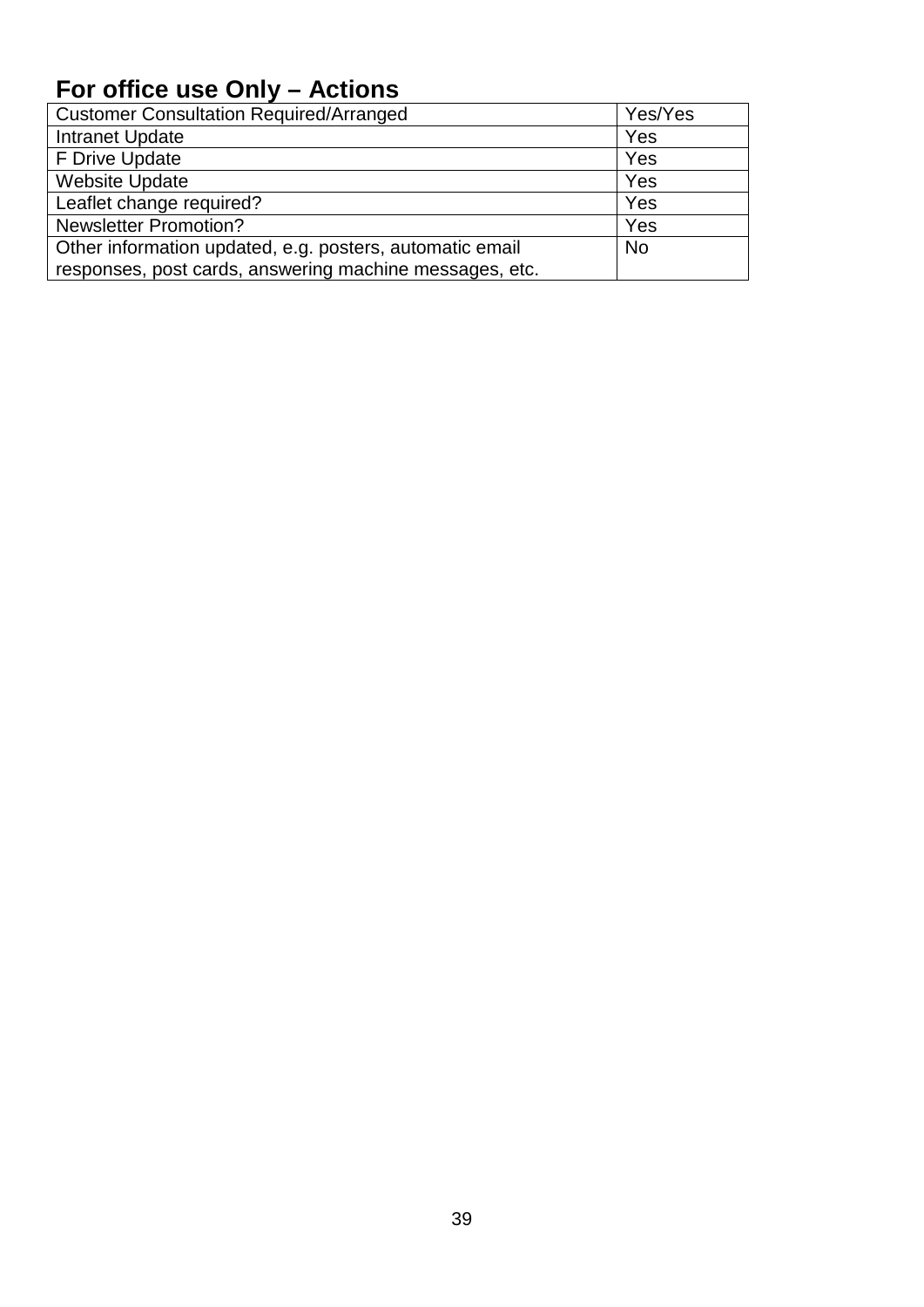## For office use Only – Actions

| | |
|---|---|
| Customer Consultation Required/Arranged | Yes/Yes |
| Intranet Update | Yes |
| F Drive Update | Yes |
| Website Update | Yes |
| Leaflet change required? | Yes |
| Newsletter Promotion? | Yes |
| Other information updated, e.g. posters, automatic email responses, post cards, answering machine messages, etc. | No |